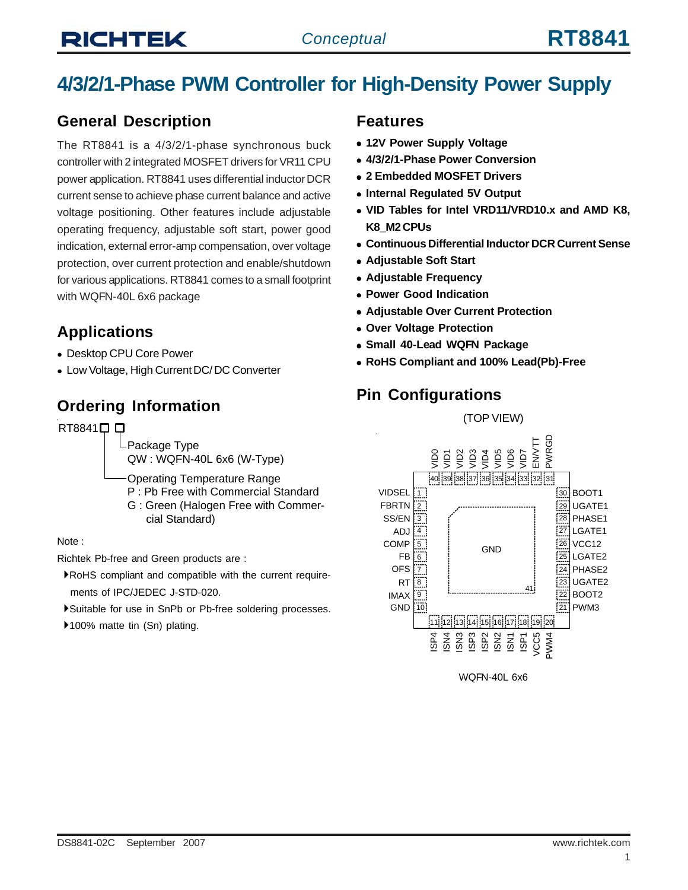# 4/3/2/1-Phase PWM Controller for High-Density Power Supply

## General Description

The RT8841 is a 4/3/2/1-phase synchronous buck controller with 2 integrated MOSFET drivers for VR11 CPU power application. RT8841 uses differential inductor DCR current sense to achieve phase current balance and active voltage positioning. Other features include adjustable operating frequency, adjustable soft start, power good indication, external error-amp compensation, over voltage protection, over current protection and enable/shutdown for various applications. RT8841 comes to a small footprint with WQFN-40L 6x6 package

## Applications

- Desktop CPU Core Power
- Low Voltage, High Current DC/ DC Converter

## Ordering Information

RT8841□ □

- Package Type
  QW : WQFN-40L 6x6 (W-Type)
- Operating Temperature Range
  P : Pb Free with Commercial Standard
  G : Green (Halogen Free with Commercial Standard)

Note :

Richtek Pb-free and Green products are :

- RoHS compliant and compatible with the current requirements of IPC/JEDEC J-STD-020.
- Suitable for use in SnPb or Pb-free soldering processes.
- 100% matte tin (Sn) plating.

## Features

- **12V Power Supply Voltage**
- **4/3/2/1-Phase Power Conversion**
- **2 Embedded MOSFET Drivers**
- **Internal Regulated 5V Output**
- **VID Tables for Intel VRD11/VRD10.x and AMD K8, K8_M2 CPUs**
- **Continuous Differential Inductor DCR Current Sense**
- **Adjustable Soft Start**
- **Adjustable Frequency**
- **Power Good Indication**
- **Adjustable Over Current Protection**
- **Over Voltage Protection**
- **Small 40-Lead WQFN Package**
- **RoHS Compliant and 100% Lead(Pb)-Free**

## Pin Configurations

(TOP VIEW)

| Pin | Name | Pin | Name | Pin | Name | Pin | Name |
|---|---|---|---|---|---|---|---|
| 1 | VIDSEL | 11 | ISP4 | 21 | PWM3 | 31 | PWRGD |
| 2 | FBRTN | 12 | ISN4 | 22 | BOOT2 | 32 | EN/VTT |
| 3 | SS/EN | 13 | ISN3 | 23 | UGATE2 | 33 | VID7 |
| 4 | ADJ | 14 | ISP3 | 24 | PHASE2 | 34 | VID6 |
| 5 | COMP | 15 | ISP2 | 25 | LGATE2 | 35 | VID5 |
| 6 | FB | 16 | ISN2 | 26 | VCC12 | 36 | VID4 |
| 7 | OFS | 17 | ISN1 | 27 | LGATE1 | 37 | VID3 |
| 8 | RT | 18 | ISP1 | 28 | PHASE1 | 38 | VID2 |
| 9 | IMAX | 19 | VCC5 | 29 | UGATE1 | 39 | VID1 |
| 10 | GND | 20 | PWM4 | 30 | BOOT1 | 40 | VID0 |
| 41 (exposed pad) | GND | | | | | | |

WQFN-40L 6x6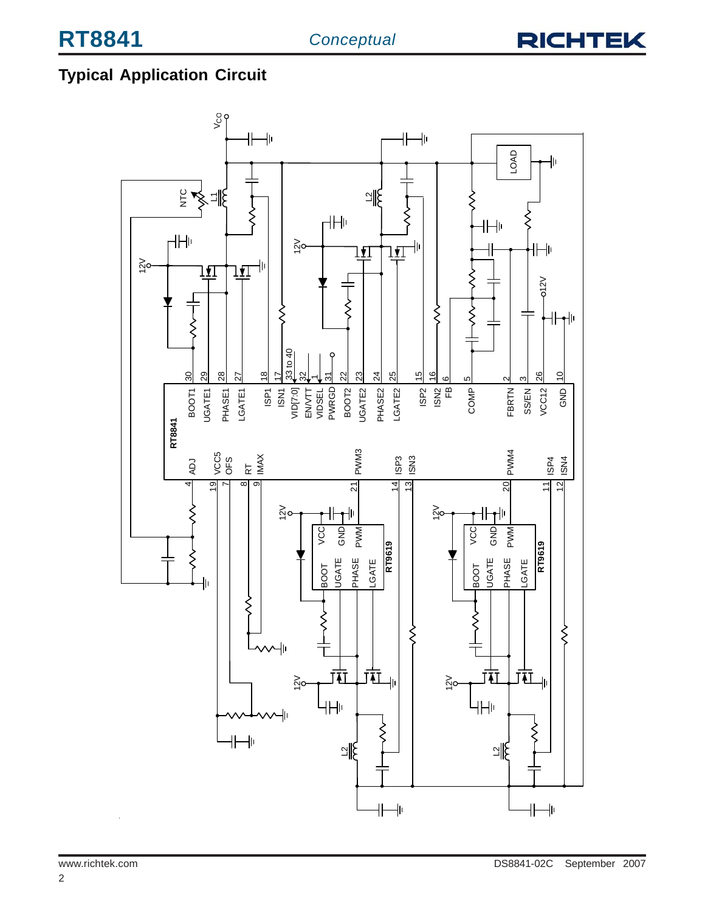## Typical Application Circuit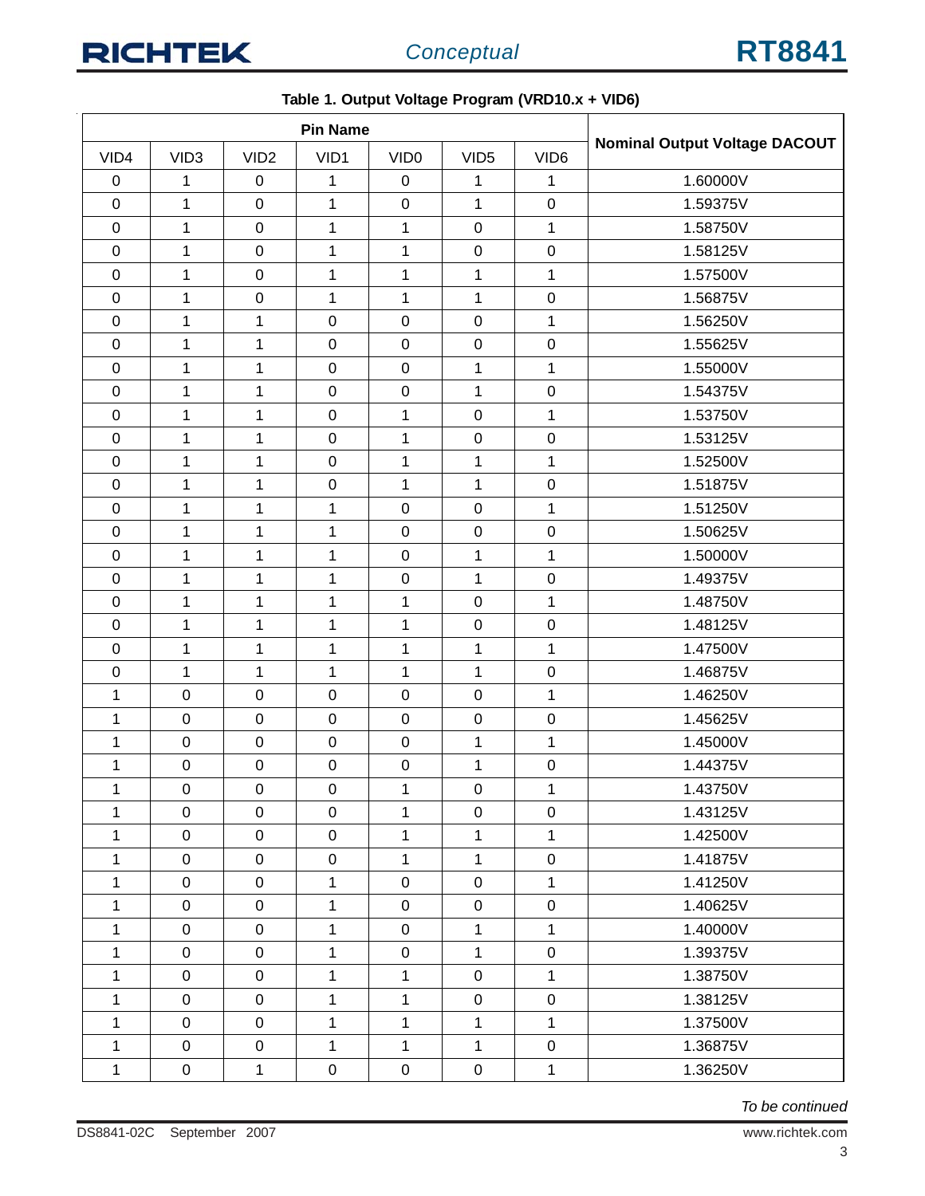**Table 1. Output Voltage Program (VRD10.x + VID6)**

| Pin Name | | | | | | | Nominal Output Voltage DACOUT |
|---|---|---|---|---|---|---|---|
| VID4 | VID3 | VID2 | VID1 | VID0 | VID5 | VID6 | |
| 0 | 1 | 0 | 1 | 0 | 1 | 1 | 1.60000V |
| 0 | 1 | 0 | 1 | 0 | 1 | 0 | 1.59375V |
| 0 | 1 | 0 | 1 | 1 | 0 | 1 | 1.58750V |
| 0 | 1 | 0 | 1 | 1 | 0 | 0 | 1.58125V |
| 0 | 1 | 0 | 1 | 1 | 1 | 1 | 1.57500V |
| 0 | 1 | 0 | 1 | 1 | 1 | 0 | 1.56875V |
| 0 | 1 | 1 | 0 | 0 | 0 | 1 | 1.56250V |
| 0 | 1 | 1 | 0 | 0 | 0 | 0 | 1.55625V |
| 0 | 1 | 1 | 0 | 0 | 1 | 1 | 1.55000V |
| 0 | 1 | 1 | 0 | 0 | 1 | 0 | 1.54375V |
| 0 | 1 | 1 | 0 | 1 | 0 | 1 | 1.53750V |
| 0 | 1 | 1 | 0 | 1 | 0 | 0 | 1.53125V |
| 0 | 1 | 1 | 0 | 1 | 1 | 1 | 1.52500V |
| 0 | 1 | 1 | 0 | 1 | 1 | 0 | 1.51875V |
| 0 | 1 | 1 | 1 | 0 | 0 | 1 | 1.51250V |
| 0 | 1 | 1 | 1 | 0 | 0 | 0 | 1.50625V |
| 0 | 1 | 1 | 1 | 0 | 1 | 1 | 1.50000V |
| 0 | 1 | 1 | 1 | 0 | 1 | 0 | 1.49375V |
| 0 | 1 | 1 | 1 | 1 | 0 | 1 | 1.48750V |
| 0 | 1 | 1 | 1 | 1 | 0 | 0 | 1.48125V |
| 0 | 1 | 1 | 1 | 1 | 1 | 1 | 1.47500V |
| 0 | 1 | 1 | 1 | 1 | 1 | 0 | 1.46875V |
| 1 | 0 | 0 | 0 | 0 | 0 | 1 | 1.46250V |
| 1 | 0 | 0 | 0 | 0 | 0 | 0 | 1.45625V |
| 1 | 0 | 0 | 0 | 0 | 1 | 1 | 1.45000V |
| 1 | 0 | 0 | 0 | 0 | 1 | 0 | 1.44375V |
| 1 | 0 | 0 | 0 | 1 | 0 | 1 | 1.43750V |
| 1 | 0 | 0 | 0 | 1 | 0 | 0 | 1.43125V |
| 1 | 0 | 0 | 0 | 1 | 1 | 1 | 1.42500V |
| 1 | 0 | 0 | 0 | 1 | 1 | 0 | 1.41875V |
| 1 | 0 | 0 | 1 | 0 | 0 | 1 | 1.41250V |
| 1 | 0 | 0 | 1 | 0 | 0 | 0 | 1.40625V |
| 1 | 0 | 0 | 1 | 0 | 1 | 1 | 1.40000V |
| 1 | 0 | 0 | 1 | 0 | 1 | 0 | 1.39375V |
| 1 | 0 | 0 | 1 | 1 | 0 | 1 | 1.38750V |
| 1 | 0 | 0 | 1 | 1 | 0 | 0 | 1.38125V |
| 1 | 0 | 0 | 1 | 1 | 1 | 1 | 1.37500V |
| 1 | 0 | 0 | 1 | 1 | 1 | 0 | 1.36875V |
| 1 | 0 | 1 | 0 | 0 | 0 | 1 | 1.36250V |

*To be continued*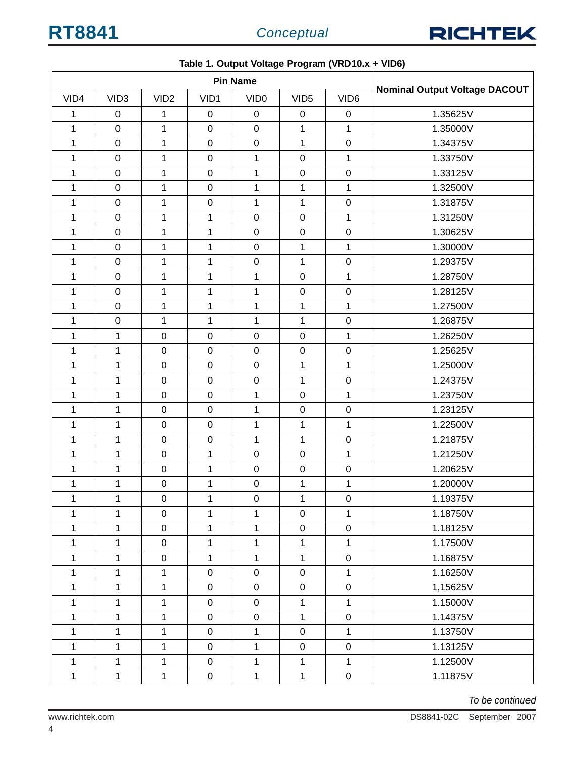**Table 1. Output Voltage Program (VRD10.x + VID6)**

| Pin Name | | | | | | | Nominal Output Voltage DACOUT |
|---|---|---|---|---|---|---|---|
| VID4 | VID3 | VID2 | VID1 | VID0 | VID5 | VID6 | |
| 1 | 0 | 1 | 0 | 0 | 0 | 0 | 1.35625V |
| 1 | 0 | 1 | 0 | 0 | 1 | 1 | 1.35000V |
| 1 | 0 | 1 | 0 | 0 | 1 | 0 | 1.34375V |
| 1 | 0 | 1 | 0 | 1 | 0 | 1 | 1.33750V |
| 1 | 0 | 1 | 0 | 1 | 0 | 0 | 1.33125V |
| 1 | 0 | 1 | 0 | 1 | 1 | 1 | 1.32500V |
| 1 | 0 | 1 | 0 | 1 | 1 | 0 | 1.31875V |
| 1 | 0 | 1 | 1 | 0 | 0 | 1 | 1.31250V |
| 1 | 0 | 1 | 1 | 0 | 0 | 0 | 1.30625V |
| 1 | 0 | 1 | 1 | 0 | 1 | 1 | 1.30000V |
| 1 | 0 | 1 | 1 | 0 | 1 | 0 | 1.29375V |
| 1 | 0 | 1 | 1 | 1 | 0 | 1 | 1.28750V |
| 1 | 0 | 1 | 1 | 1 | 0 | 0 | 1.28125V |
| 1 | 0 | 1 | 1 | 1 | 1 | 1 | 1.27500V |
| 1 | 0 | 1 | 1 | 1 | 1 | 0 | 1.26875V |
| 1 | 1 | 0 | 0 | 0 | 0 | 1 | 1.26250V |
| 1 | 1 | 0 | 0 | 0 | 0 | 0 | 1.25625V |
| 1 | 1 | 0 | 0 | 0 | 1 | 1 | 1.25000V |
| 1 | 1 | 0 | 0 | 0 | 1 | 0 | 1.24375V |
| 1 | 1 | 0 | 0 | 1 | 0 | 1 | 1.23750V |
| 1 | 1 | 0 | 0 | 1 | 0 | 0 | 1.23125V |
| 1 | 1 | 0 | 0 | 1 | 1 | 1 | 1.22500V |
| 1 | 1 | 0 | 0 | 1 | 1 | 0 | 1.21875V |
| 1 | 1 | 0 | 1 | 0 | 0 | 1 | 1.21250V |
| 1 | 1 | 0 | 1 | 0 | 0 | 0 | 1.20625V |
| 1 | 1 | 0 | 1 | 0 | 1 | 1 | 1.20000V |
| 1 | 1 | 0 | 1 | 0 | 1 | 0 | 1.19375V |
| 1 | 1 | 0 | 1 | 1 | 0 | 1 | 1.18750V |
| 1 | 1 | 0 | 1 | 1 | 0 | 0 | 1.18125V |
| 1 | 1 | 0 | 1 | 1 | 1 | 1 | 1.17500V |
| 1 | 1 | 0 | 1 | 1 | 1 | 0 | 1.16875V |
| 1 | 1 | 1 | 0 | 0 | 0 | 1 | 1.16250V |
| 1 | 1 | 1 | 0 | 0 | 0 | 0 | 1,15625V |
| 1 | 1 | 1 | 0 | 0 | 1 | 1 | 1.15000V |
| 1 | 1 | 1 | 0 | 0 | 1 | 0 | 1.14375V |
| 1 | 1 | 1 | 0 | 1 | 0 | 1 | 1.13750V |
| 1 | 1 | 1 | 0 | 1 | 0 | 0 | 1.13125V |
| 1 | 1 | 1 | 0 | 1 | 1 | 1 | 1.12500V |
| 1 | 1 | 1 | 0 | 1 | 1 | 0 | 1.11875V |

*To be continued*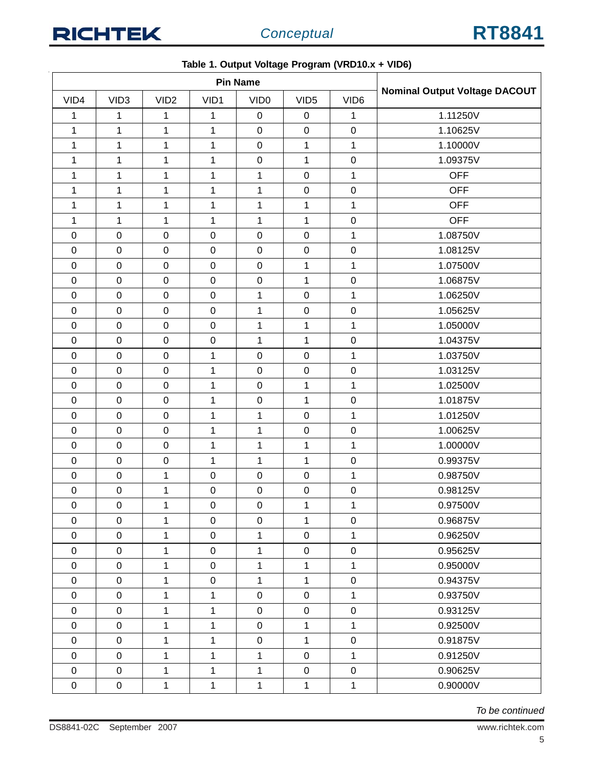**Table 1. Output Voltage Program (VRD10.x + VID6)**

| Pin Name | | | | | | | Nominal Output Voltage DACOUT |
|---|---|---|---|---|---|---|---|
| VID4 | VID3 | VID2 | VID1 | VID0 | VID5 | VID6 | |
| 1 | 1 | 1 | 1 | 0 | 0 | 1 | 1.11250V |
| 1 | 1 | 1 | 1 | 0 | 0 | 0 | 1.10625V |
| 1 | 1 | 1 | 1 | 0 | 1 | 1 | 1.10000V |
| 1 | 1 | 1 | 1 | 0 | 1 | 0 | 1.09375V |
| 1 | 1 | 1 | 1 | 1 | 0 | 1 | OFF |
| 1 | 1 | 1 | 1 | 1 | 0 | 0 | OFF |
| 1 | 1 | 1 | 1 | 1 | 1 | 1 | OFF |
| 1 | 1 | 1 | 1 | 1 | 1 | 0 | OFF |
| 0 | 0 | 0 | 0 | 0 | 0 | 1 | 1.08750V |
| 0 | 0 | 0 | 0 | 0 | 0 | 0 | 1.08125V |
| 0 | 0 | 0 | 0 | 0 | 1 | 1 | 1.07500V |
| 0 | 0 | 0 | 0 | 0 | 1 | 0 | 1.06875V |
| 0 | 0 | 0 | 0 | 1 | 0 | 1 | 1.06250V |
| 0 | 0 | 0 | 0 | 1 | 0 | 0 | 1.05625V |
| 0 | 0 | 0 | 0 | 1 | 1 | 1 | 1.05000V |
| 0 | 0 | 0 | 0 | 1 | 1 | 0 | 1.04375V |
| 0 | 0 | 0 | 1 | 0 | 0 | 1 | 1.03750V |
| 0 | 0 | 0 | 1 | 0 | 0 | 0 | 1.03125V |
| 0 | 0 | 0 | 1 | 0 | 1 | 1 | 1.02500V |
| 0 | 0 | 0 | 1 | 0 | 1 | 0 | 1.01875V |
| 0 | 0 | 0 | 1 | 1 | 0 | 1 | 1.01250V |
| 0 | 0 | 0 | 1 | 1 | 0 | 0 | 1.00625V |
| 0 | 0 | 0 | 1 | 1 | 1 | 1 | 1.00000V |
| 0 | 0 | 0 | 1 | 1 | 1 | 0 | 0.99375V |
| 0 | 0 | 1 | 0 | 0 | 0 | 1 | 0.98750V |
| 0 | 0 | 1 | 0 | 0 | 0 | 0 | 0.98125V |
| 0 | 0 | 1 | 0 | 0 | 1 | 1 | 0.97500V |
| 0 | 0 | 1 | 0 | 0 | 1 | 0 | 0.96875V |
| 0 | 0 | 1 | 0 | 1 | 0 | 1 | 0.96250V |
| 0 | 0 | 1 | 0 | 1 | 0 | 0 | 0.95625V |
| 0 | 0 | 1 | 0 | 1 | 1 | 1 | 0.95000V |
| 0 | 0 | 1 | 0 | 1 | 1 | 0 | 0.94375V |
| 0 | 0 | 1 | 1 | 0 | 0 | 1 | 0.93750V |
| 0 | 0 | 1 | 1 | 0 | 0 | 0 | 0.93125V |
| 0 | 0 | 1 | 1 | 0 | 1 | 1 | 0.92500V |
| 0 | 0 | 1 | 1 | 0 | 1 | 0 | 0.91875V |
| 0 | 0 | 1 | 1 | 1 | 0 | 1 | 0.91250V |
| 0 | 0 | 1 | 1 | 1 | 0 | 0 | 0.90625V |
| 0 | 0 | 1 | 1 | 1 | 1 | 1 | 0.90000V |

*To be continued*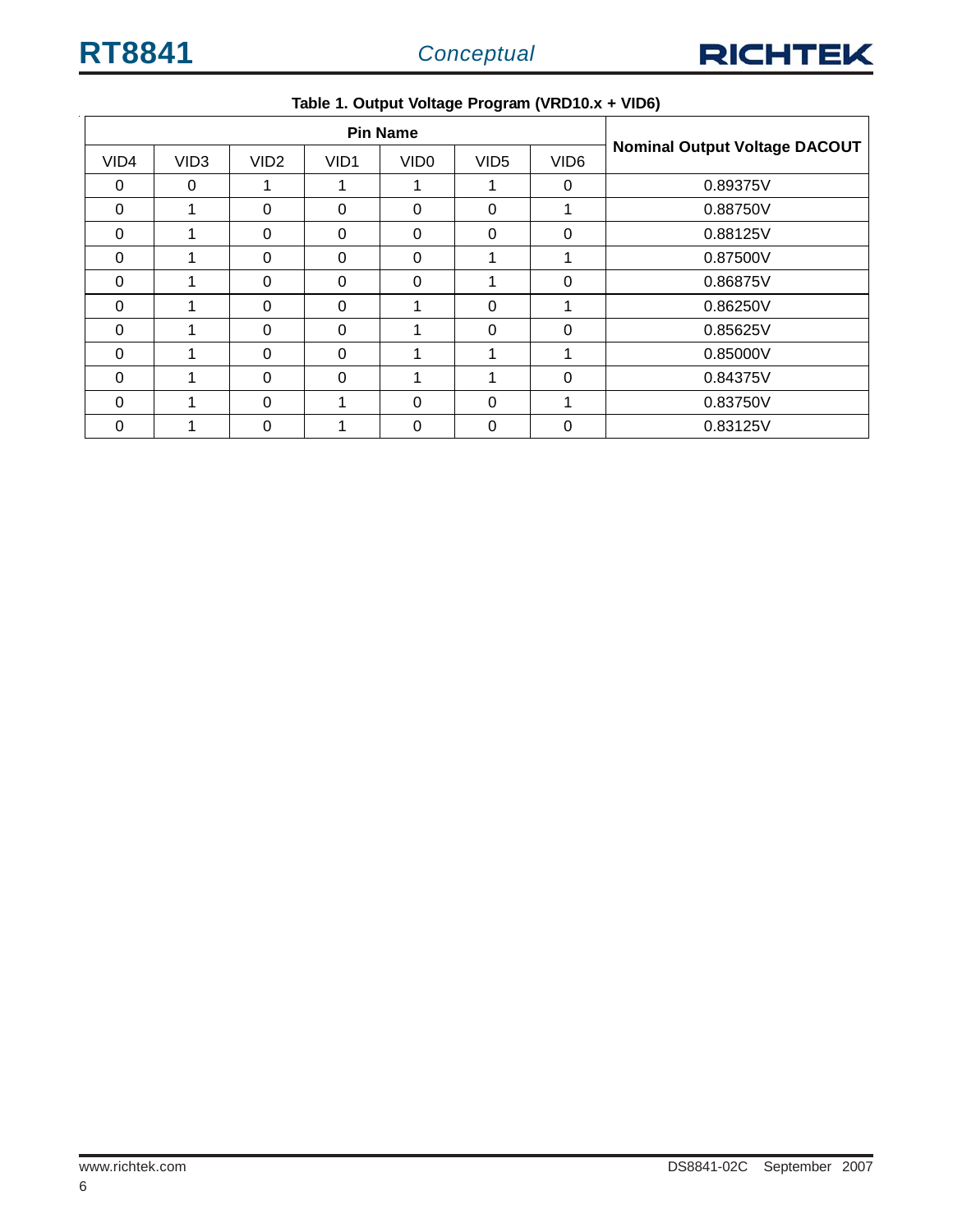**Table 1. Output Voltage Program (VRD10.x + VID6)**

| Pin Name | | | | | | | Nominal Output Voltage DACOUT |
|---|---|---|---|---|---|---|---|
| VID4 | VID3 | VID2 | VID1 | VID0 | VID5 | VID6 | |
| 0 | 0 | 1 | 1 | 1 | 1 | 0 | 0.89375V |
| 0 | 1 | 0 | 0 | 0 | 0 | 1 | 0.88750V |
| 0 | 1 | 0 | 0 | 0 | 0 | 0 | 0.88125V |
| 0 | 1 | 0 | 0 | 0 | 1 | 1 | 0.87500V |
| 0 | 1 | 0 | 0 | 0 | 1 | 0 | 0.86875V |
| 0 | 1 | 0 | 0 | 1 | 0 | 1 | 0.86250V |
| 0 | 1 | 0 | 0 | 1 | 0 | 0 | 0.85625V |
| 0 | 1 | 0 | 0 | 1 | 1 | 1 | 0.85000V |
| 0 | 1 | 0 | 0 | 1 | 1 | 0 | 0.84375V |
| 0 | 1 | 0 | 1 | 0 | 0 | 1 | 0.83750V |
| 0 | 1 | 0 | 1 | 0 | 0 | 0 | 0.83125V |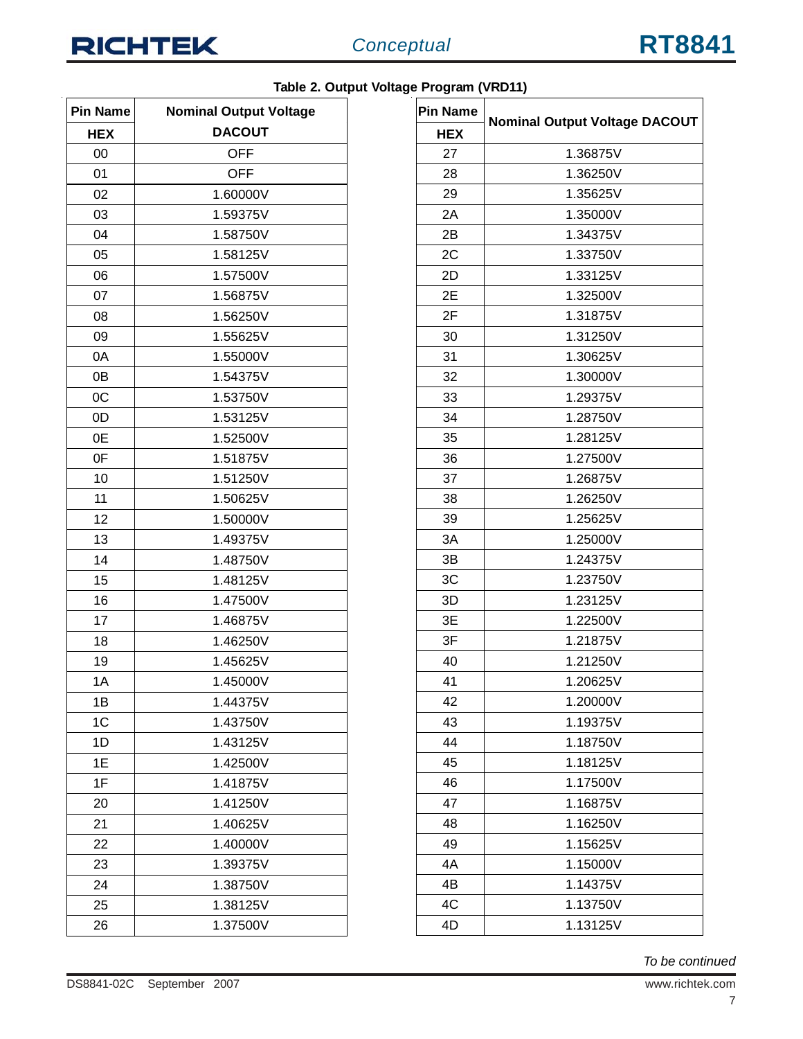**Table 2. Output Voltage Program (VRD11)**

| Pin Name HEX | Nominal Output Voltage DACOUT |
|---|---|
| 00 | OFF |
| 01 | OFF |
| 02 | 1.60000V |
| 03 | 1.59375V |
| 04 | 1.58750V |
| 05 | 1.58125V |
| 06 | 1.57500V |
| 07 | 1.56875V |
| 08 | 1.56250V |
| 09 | 1.55625V |
| 0A | 1.55000V |
| 0B | 1.54375V |
| 0C | 1.53750V |
| 0D | 1.53125V |
| 0E | 1.52500V |
| 0F | 1.51875V |
| 10 | 1.51250V |
| 11 | 1.50625V |
| 12 | 1.50000V |
| 13 | 1.49375V |
| 14 | 1.48750V |
| 15 | 1.48125V |
| 16 | 1.47500V |
| 17 | 1.46875V |
| 18 | 1.46250V |
| 19 | 1.45625V |
| 1A | 1.45000V |
| 1B | 1.44375V |
| 1C | 1.43750V |
| 1D | 1.43125V |
| 1E | 1.42500V |
| 1F | 1.41875V |
| 20 | 1.41250V |
| 21 | 1.40625V |
| 22 | 1.40000V |
| 23 | 1.39375V |
| 24 | 1.38750V |
| 25 | 1.38125V |
| 26 | 1.37500V |
| 27 | 1.36875V |
| 28 | 1.36250V |
| 29 | 1.35625V |
| 2A | 1.35000V |
| 2B | 1.34375V |
| 2C | 1.33750V |
| 2D | 1.33125V |
| 2E | 1.32500V |
| 2F | 1.31875V |
| 30 | 1.31250V |
| 31 | 1.30625V |
| 32 | 1.30000V |
| 33 | 1.29375V |
| 34 | 1.28750V |
| 35 | 1.28125V |
| 36 | 1.27500V |
| 37 | 1.26875V |
| 38 | 1.26250V |
| 39 | 1.25625V |
| 3A | 1.25000V |
| 3B | 1.24375V |
| 3C | 1.23750V |
| 3D | 1.23125V |
| 3E | 1.22500V |
| 3F | 1.21875V |
| 40 | 1.21250V |
| 41 | 1.20625V |
| 42 | 1.20000V |
| 43 | 1.19375V |
| 44 | 1.18750V |
| 45 | 1.18125V |
| 46 | 1.17500V |
| 47 | 1.16875V |
| 48 | 1.16250V |
| 49 | 1.15625V |
| 4A | 1.15000V |
| 4B | 1.14375V |
| 4C | 1.13750V |
| 4D | 1.13125V |

*To be continued*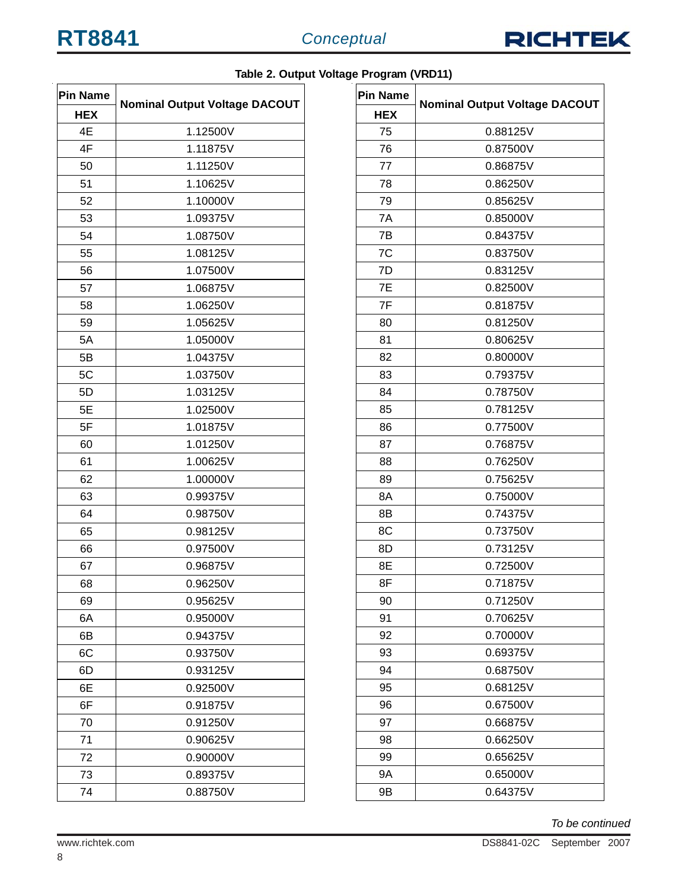**Table 2. Output Voltage Program (VRD11)**

| Pin Name HEX | Nominal Output Voltage DACOUT |
|---|---|
| 4E | 1.12500V |
| 4F | 1.11875V |
| 50 | 1.11250V |
| 51 | 1.10625V |
| 52 | 1.10000V |
| 53 | 1.09375V |
| 54 | 1.08750V |
| 55 | 1.08125V |
| 56 | 1.07500V |
| 57 | 1.06875V |
| 58 | 1.06250V |
| 59 | 1.05625V |
| 5A | 1.05000V |
| 5B | 1.04375V |
| 5C | 1.03750V |
| 5D | 1.03125V |
| 5E | 1.02500V |
| 5F | 1.01875V |
| 60 | 1.01250V |
| 61 | 1.00625V |
| 62 | 1.00000V |
| 63 | 0.99375V |
| 64 | 0.98750V |
| 65 | 0.98125V |
| 66 | 0.97500V |
| 67 | 0.96875V |
| 68 | 0.96250V |
| 69 | 0.95625V |
| 6A | 0.95000V |
| 6B | 0.94375V |
| 6C | 0.93750V |
| 6D | 0.93125V |
| 6E | 0.92500V |
| 6F | 0.91875V |
| 70 | 0.91250V |
| 71 | 0.90625V |
| 72 | 0.90000V |
| 73 | 0.89375V |
| 74 | 0.88750V |
| 75 | 0.88125V |
| 76 | 0.87500V |
| 77 | 0.86875V |
| 78 | 0.86250V |
| 79 | 0.85625V |
| 7A | 0.85000V |
| 7B | 0.84375V |
| 7C | 0.83750V |
| 7D | 0.83125V |
| 7E | 0.82500V |
| 7F | 0.81875V |
| 80 | 0.81250V |
| 81 | 0.80625V |
| 82 | 0.80000V |
| 83 | 0.79375V |
| 84 | 0.78750V |
| 85 | 0.78125V |
| 86 | 0.77500V |
| 87 | 0.76875V |
| 88 | 0.76250V |
| 89 | 0.75625V |
| 8A | 0.75000V |
| 8B | 0.74375V |
| 8C | 0.73750V |
| 8D | 0.73125V |
| 8E | 0.72500V |
| 8F | 0.71875V |
| 90 | 0.71250V |
| 91 | 0.70625V |
| 92 | 0.70000V |
| 93 | 0.69375V |
| 94 | 0.68750V |
| 95 | 0.68125V |
| 96 | 0.67500V |
| 97 | 0.66875V |
| 98 | 0.66250V |
| 99 | 0.65625V |
| 9A | 0.65000V |
| 9B | 0.64375V |

*To be continued*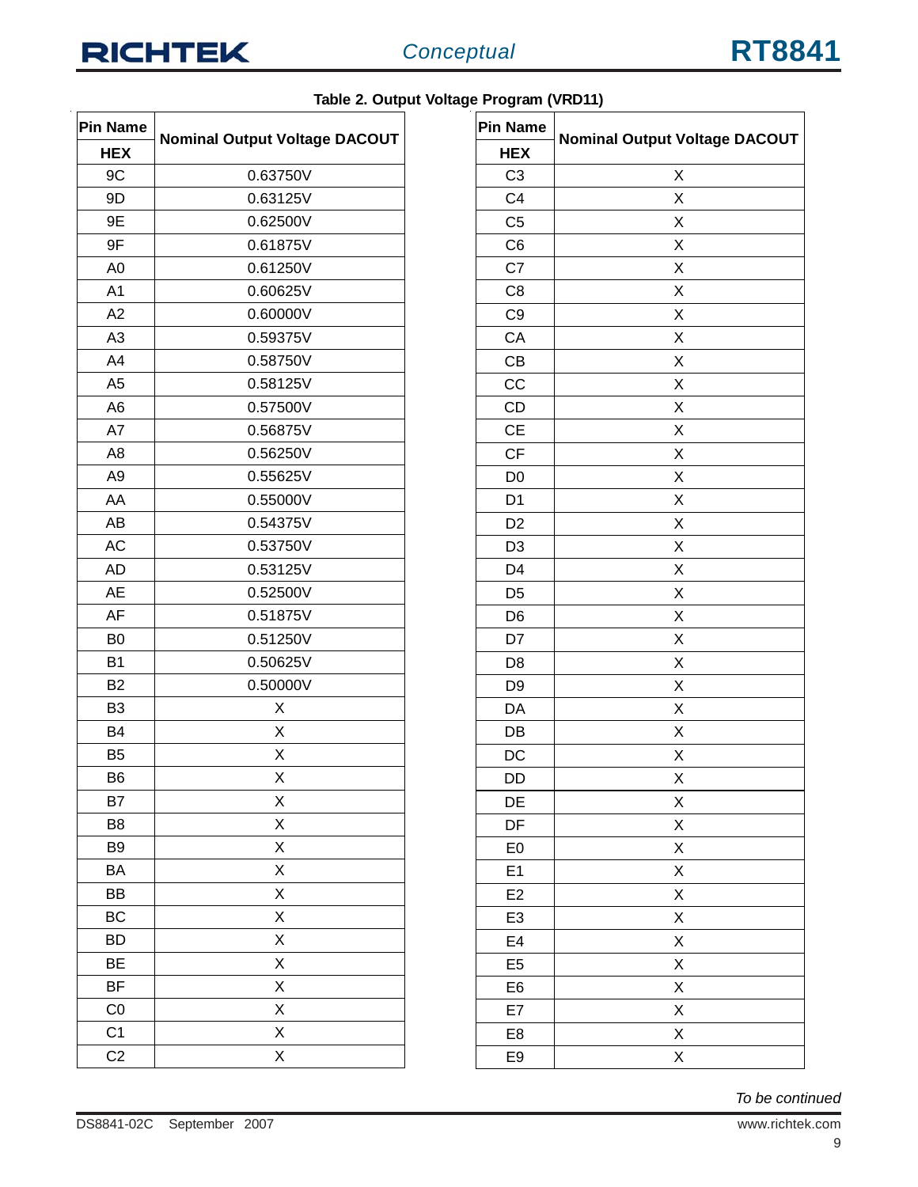**Table 2. Output Voltage Program (VRD11)**

| Pin Name HEX | Nominal Output Voltage DACOUT |
|---|---|
| 9C | 0.63750V |
| 9D | 0.63125V |
| 9E | 0.62500V |
| 9F | 0.61875V |
| A0 | 0.61250V |
| A1 | 0.60625V |
| A2 | 0.60000V |
| A3 | 0.59375V |
| A4 | 0.58750V |
| A5 | 0.58125V |
| A6 | 0.57500V |
| A7 | 0.56875V |
| A8 | 0.56250V |
| A9 | 0.55625V |
| AA | 0.55000V |
| AB | 0.54375V |
| AC | 0.53750V |
| AD | 0.53125V |
| AE | 0.52500V |
| AF | 0.51875V |
| B0 | 0.51250V |
| B1 | 0.50625V |
| B2 | 0.50000V |
| B3 | X |
| B4 | X |
| B5 | X |
| B6 | X |
| B7 | X |
| B8 | X |
| B9 | X |
| BA | X |
| BB | X |
| BC | X |
| BD | X |
| BE | X |
| BF | X |
| C0 | X |
| C1 | X |
| C2 | X |
| C3 | X |
| C4 | X |
| C5 | X |
| C6 | X |
| C7 | X |
| C8 | X |
| C9 | X |
| CA | X |
| CB | X |
| CC | X |
| CD | X |
| CE | X |
| CF | X |
| D0 | X |
| D1 | X |
| D2 | X |
| D3 | X |
| D4 | X |
| D5 | X |
| D6 | X |
| D7 | X |
| D8 | X |
| D9 | X |
| DA | X |
| DB | X |
| DC | X |
| DD | X |
| DE | X |
| DF | X |
| E0 | X |
| E1 | X |
| E2 | X |
| E3 | X |
| E4 | X |
| E5 | X |
| E6 | X |
| E7 | X |
| E8 | X |
| E9 | X |

*To be continued*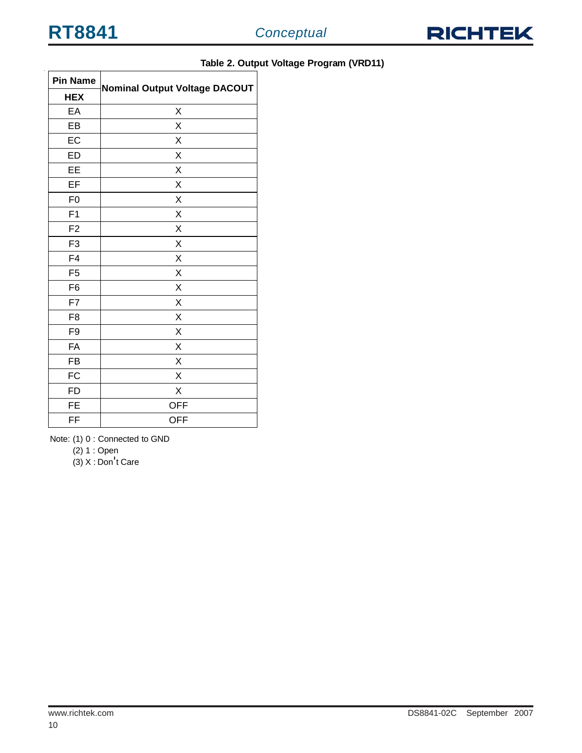**Table 2. Output Voltage Program (VRD11)**

| Pin Name | Nominal Output Voltage DACOUT |
|---|---|
| **HEX** | |
| EA | X |
| EB | X |
| EC | X |
| ED | X |
| EE | X |
| EF | X |
| F0 | X |
| F1 | X |
| F2 | X |
| F3 | X |
| F4 | X |
| F5 | X |
| F6 | X |
| F7 | X |
| F8 | X |
| F9 | X |
| FA | X |
| FB | X |
| FC | X |
| FD | X |
| FE | OFF |
| FF | OFF |

Note: (1) 0 : Connected to GND

(2) 1 : Open

(3) X : Don't Care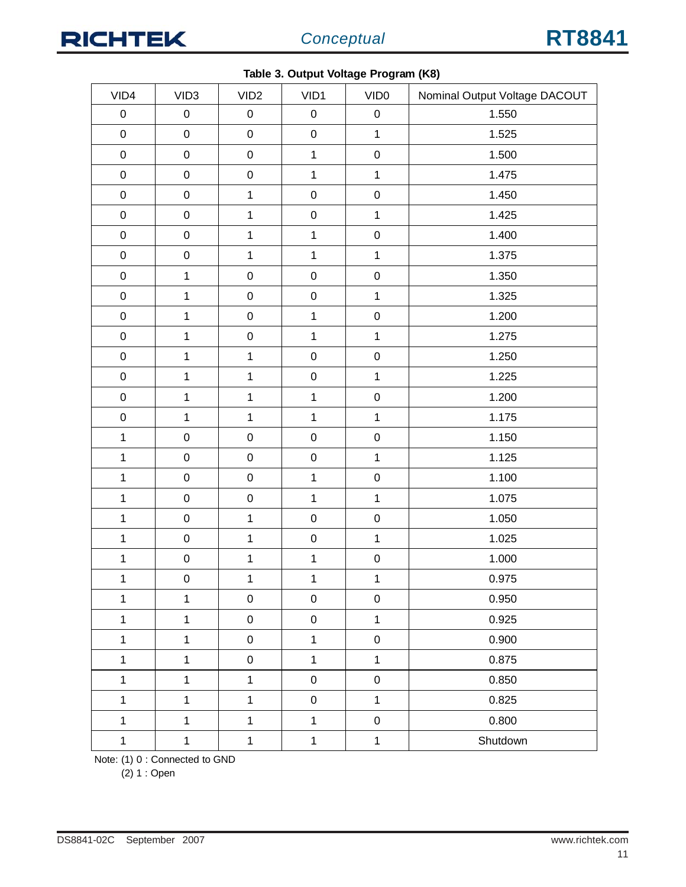**Table 3. Output Voltage Program (K8)**

| VID4 | VID3 | VID2 | VID1 | VID0 | Nominal Output Voltage DACOUT |
|---|---|---|---|---|---|
| 0 | 0 | 0 | 0 | 0 | 1.550 |
| 0 | 0 | 0 | 0 | 1 | 1.525 |
| 0 | 0 | 0 | 1 | 0 | 1.500 |
| 0 | 0 | 0 | 1 | 1 | 1.475 |
| 0 | 0 | 1 | 0 | 0 | 1.450 |
| 0 | 0 | 1 | 0 | 1 | 1.425 |
| 0 | 0 | 1 | 1 | 0 | 1.400 |
| 0 | 0 | 1 | 1 | 1 | 1.375 |
| 0 | 1 | 0 | 0 | 0 | 1.350 |
| 0 | 1 | 0 | 0 | 1 | 1.325 |
| 0 | 1 | 0 | 1 | 0 | 1.200 |
| 0 | 1 | 0 | 1 | 1 | 1.275 |
| 0 | 1 | 1 | 0 | 0 | 1.250 |
| 0 | 1 | 1 | 0 | 1 | 1.225 |
| 0 | 1 | 1 | 1 | 0 | 1.200 |
| 0 | 1 | 1 | 1 | 1 | 1.175 |
| 1 | 0 | 0 | 0 | 0 | 1.150 |
| 1 | 0 | 0 | 0 | 1 | 1.125 |
| 1 | 0 | 0 | 1 | 0 | 1.100 |
| 1 | 0 | 0 | 1 | 1 | 1.075 |
| 1 | 0 | 1 | 0 | 0 | 1.050 |
| 1 | 0 | 1 | 0 | 1 | 1.025 |
| 1 | 0 | 1 | 1 | 0 | 1.000 |
| 1 | 0 | 1 | 1 | 1 | 0.975 |
| 1 | 1 | 0 | 0 | 0 | 0.950 |
| 1 | 1 | 0 | 0 | 1 | 0.925 |
| 1 | 1 | 0 | 1 | 0 | 0.900 |
| 1 | 1 | 0 | 1 | 1 | 0.875 |
| 1 | 1 | 1 | 0 | 0 | 0.850 |
| 1 | 1 | 1 | 0 | 1 | 0.825 |
| 1 | 1 | 1 | 1 | 0 | 0.800 |
| 1 | 1 | 1 | 1 | 1 | Shutdown |

Note: (1) 0 : Connected to GND
(2) 1 : Open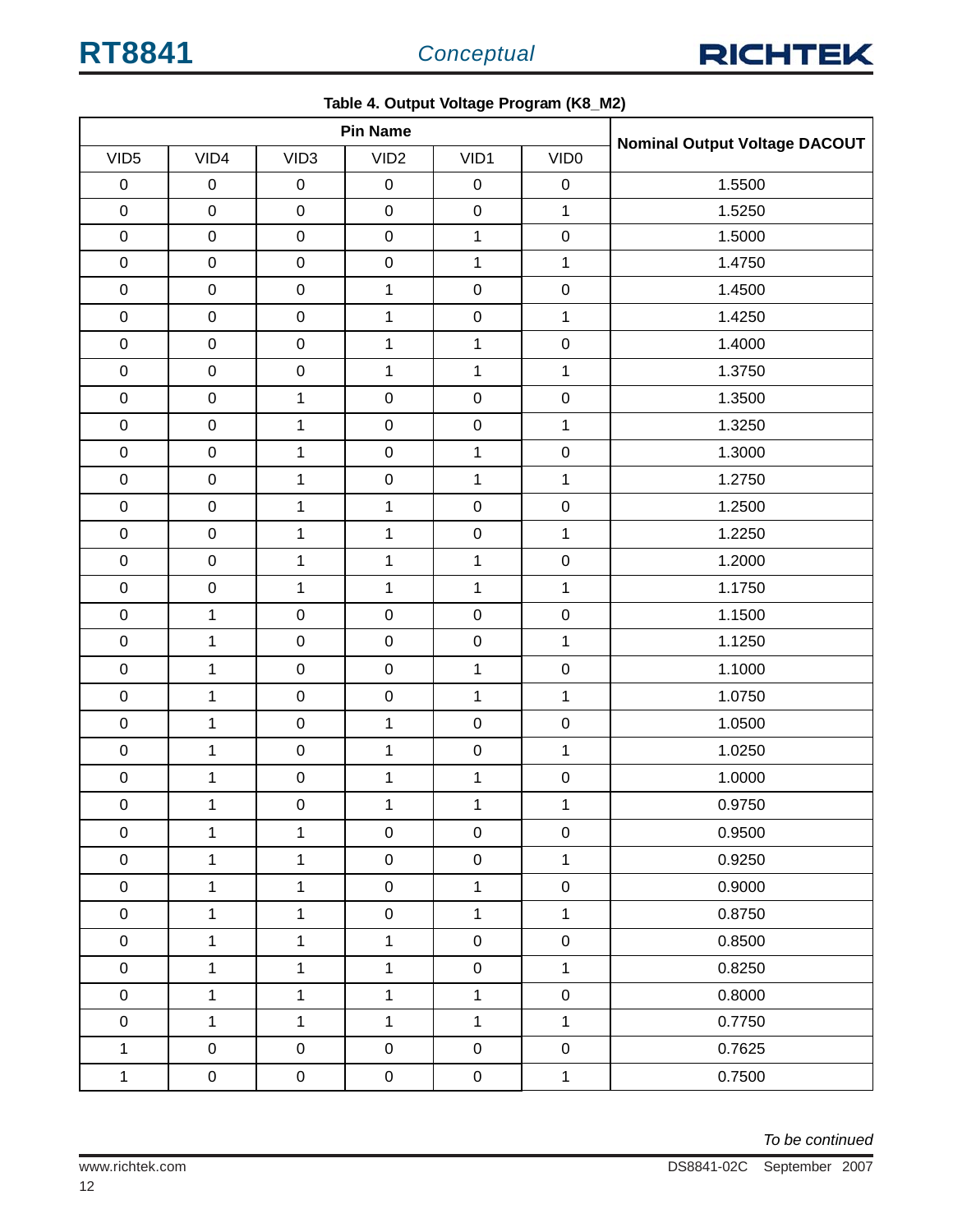**Table 4. Output Voltage Program (K8_M2)**

| Pin Name | | | | | | Nominal Output Voltage DACOUT |
|---|---|---|---|---|---|---|
| VID5 | VID4 | VID3 | VID2 | VID1 | VID0 | |
| 0 | 0 | 0 | 0 | 0 | 0 | 1.5500 |
| 0 | 0 | 0 | 0 | 0 | 1 | 1.5250 |
| 0 | 0 | 0 | 0 | 1 | 0 | 1.5000 |
| 0 | 0 | 0 | 0 | 1 | 1 | 1.4750 |
| 0 | 0 | 0 | 1 | 0 | 0 | 1.4500 |
| 0 | 0 | 0 | 1 | 0 | 1 | 1.4250 |
| 0 | 0 | 0 | 1 | 1 | 0 | 1.4000 |
| 0 | 0 | 0 | 1 | 1 | 1 | 1.3750 |
| 0 | 0 | 1 | 0 | 0 | 0 | 1.3500 |
| 0 | 0 | 1 | 0 | 0 | 1 | 1.3250 |
| 0 | 0 | 1 | 0 | 1 | 0 | 1.3000 |
| 0 | 0 | 1 | 0 | 1 | 1 | 1.2750 |
| 0 | 0 | 1 | 1 | 0 | 0 | 1.2500 |
| 0 | 0 | 1 | 1 | 0 | 1 | 1.2250 |
| 0 | 0 | 1 | 1 | 1 | 0 | 1.2000 |
| 0 | 0 | 1 | 1 | 1 | 1 | 1.1750 |
| 0 | 1 | 0 | 0 | 0 | 0 | 1.1500 |
| 0 | 1 | 0 | 0 | 0 | 1 | 1.1250 |
| 0 | 1 | 0 | 0 | 1 | 0 | 1.1000 |
| 0 | 1 | 0 | 0 | 1 | 1 | 1.0750 |
| 0 | 1 | 0 | 1 | 0 | 0 | 1.0500 |
| 0 | 1 | 0 | 1 | 0 | 1 | 1.0250 |
| 0 | 1 | 0 | 1 | 1 | 0 | 1.0000 |
| 0 | 1 | 0 | 1 | 1 | 1 | 0.9750 |
| 0 | 1 | 1 | 0 | 0 | 0 | 0.9500 |
| 0 | 1 | 1 | 0 | 0 | 1 | 0.9250 |
| 0 | 1 | 1 | 0 | 1 | 0 | 0.9000 |
| 0 | 1 | 1 | 0 | 1 | 1 | 0.8750 |
| 0 | 1 | 1 | 1 | 0 | 0 | 0.8500 |
| 0 | 1 | 1 | 1 | 0 | 1 | 0.8250 |
| 0 | 1 | 1 | 1 | 1 | 0 | 0.8000 |
| 0 | 1 | 1 | 1 | 1 | 1 | 0.7750 |
| 1 | 0 | 0 | 0 | 0 | 0 | 0.7625 |
| 1 | 0 | 0 | 0 | 0 | 1 | 0.7500 |

*To be continued*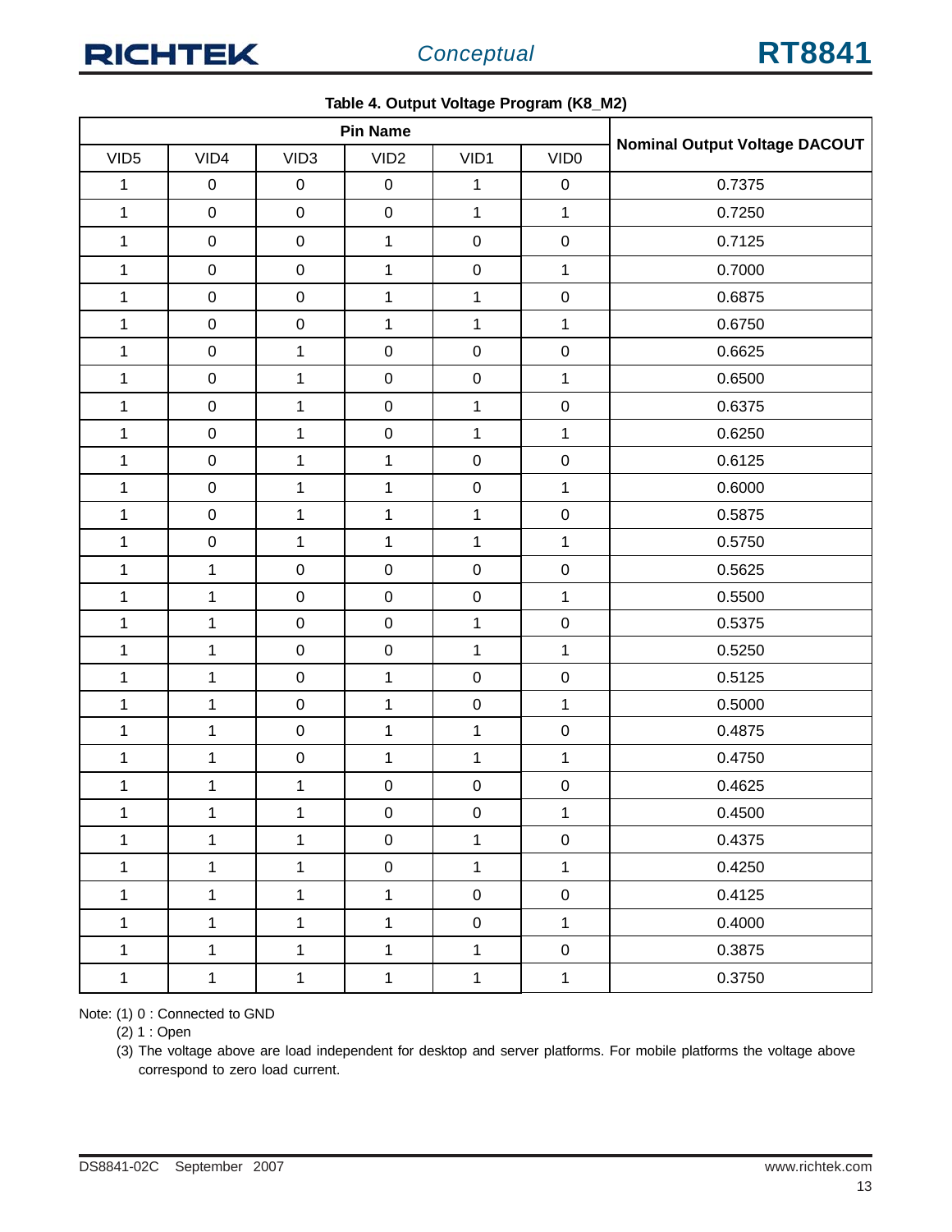**Table 4. Output Voltage Program (K8_M2)**

| Pin Name | | | | | | Nominal Output Voltage DACOUT |
|---|---|---|---|---|---|---|
| VID5 | VID4 | VID3 | VID2 | VID1 | VID0 | |
| 1 | 0 | 0 | 0 | 1 | 0 | 0.7375 |
| 1 | 0 | 0 | 0 | 1 | 1 | 0.7250 |
| 1 | 0 | 0 | 1 | 0 | 0 | 0.7125 |
| 1 | 0 | 0 | 1 | 0 | 1 | 0.7000 |
| 1 | 0 | 0 | 1 | 1 | 0 | 0.6875 |
| 1 | 0 | 0 | 1 | 1 | 1 | 0.6750 |
| 1 | 0 | 1 | 0 | 0 | 0 | 0.6625 |
| 1 | 0 | 1 | 0 | 0 | 1 | 0.6500 |
| 1 | 0 | 1 | 0 | 1 | 0 | 0.6375 |
| 1 | 0 | 1 | 0 | 1 | 1 | 0.6250 |
| 1 | 0 | 1 | 1 | 0 | 0 | 0.6125 |
| 1 | 0 | 1 | 1 | 0 | 1 | 0.6000 |
| 1 | 0 | 1 | 1 | 1 | 0 | 0.5875 |
| 1 | 0 | 1 | 1 | 1 | 1 | 0.5750 |
| 1 | 1 | 0 | 0 | 0 | 0 | 0.5625 |
| 1 | 1 | 0 | 0 | 0 | 1 | 0.5500 |
| 1 | 1 | 0 | 0 | 1 | 0 | 0.5375 |
| 1 | 1 | 0 | 0 | 1 | 1 | 0.5250 |
| 1 | 1 | 0 | 1 | 0 | 0 | 0.5125 |
| 1 | 1 | 0 | 1 | 0 | 1 | 0.5000 |
| 1 | 1 | 0 | 1 | 1 | 0 | 0.4875 |
| 1 | 1 | 0 | 1 | 1 | 1 | 0.4750 |
| 1 | 1 | 1 | 0 | 0 | 0 | 0.4625 |
| 1 | 1 | 1 | 0 | 0 | 1 | 0.4500 |
| 1 | 1 | 1 | 0 | 1 | 0 | 0.4375 |
| 1 | 1 | 1 | 0 | 1 | 1 | 0.4250 |
| 1 | 1 | 1 | 1 | 0 | 0 | 0.4125 |
| 1 | 1 | 1 | 1 | 0 | 1 | 0.4000 |
| 1 | 1 | 1 | 1 | 1 | 0 | 0.3875 |
| 1 | 1 | 1 | 1 | 1 | 1 | 0.3750 |

Note: (1) 0 : Connected to GND

(2) 1 : Open

(3) The voltage above are load independent for desktop and server platforms. For mobile platforms the voltage above correspond to zero load current.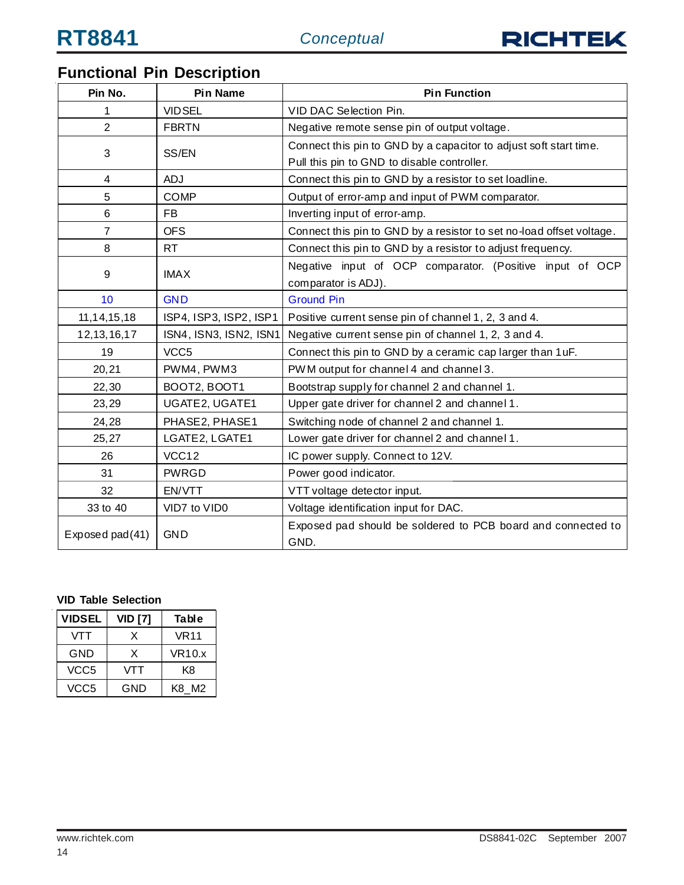## Functional Pin Description

| Pin No. | Pin Name | Pin Function |
|---|---|---|
| 1 | VIDSEL | VID DAC Selection Pin. |
| 2 | FBRTN | Negative remote sense pin of output voltage. |
| 3 | SS/EN | Connect this pin to GND by a capacitor to adjust soft start time. Pull this pin to GND to disable controller. |
| 4 | ADJ | Connect this pin to GND by a resistor to set loadline. |
| 5 | COMP | Output of error-amp and input of PWM comparator. |
| 6 | FB | Inverting input of error-amp. |
| 7 | OFS | Connect this pin to GND by a resistor to set no-load offset voltage. |
| 8 | RT | Connect this pin to GND by a resistor to adjust frequency. |
| 9 | IMAX | Negative input of OCP comparator. (Positive input of OCP comparator is ADJ). |
| 10 | GND | Ground Pin |
| 11,14,15,18 | ISP4, ISP3, ISP2, ISP1 | Positive current sense pin of channel 1, 2, 3 and 4. |
| 12,13,16,17 | ISN4, ISN3, ISN2, ISN1 | Negative current sense pin of channel 1, 2, 3 and 4. |
| 19 | VCC5 | Connect this pin to GND by a ceramic cap larger than 1uF. |
| 20,21 | PWM4, PWM3 | PWM output for channel 4 and channel 3. |
| 22,30 | BOOT2, BOOT1 | Bootstrap supply for channel 2 and channel 1. |
| 23,29 | UGATE2, UGATE1 | Upper gate driver for channel 2 and channel 1. |
| 24,28 | PHASE2, PHASE1 | Switching node of channel 2 and channel 1. |
| 25,27 | LGATE2, LGATE1 | Lower gate driver for channel 2 and channel 1. |
| 26 | VCC12 | IC power supply. Connect to 12V. |
| 31 | PWRGD | Power good indicator. |
| 32 | EN/VTT | VTT voltage detector input. |
| 33 to 40 | VID7 to VID0 | Voltage identification input for DAC. |
| Exposed pad(41) | GND | Exposed pad should be soldered to PCB board and connected to GND. |

**VID Table Selection**

| VIDSEL | VID [7] | Table |
|---|---|---|
| VTT | X | VR11 |
| GND | X | VR10.x |
| VCC5 | VTT | K8 |
| VCC5 | GND | K8_M2 |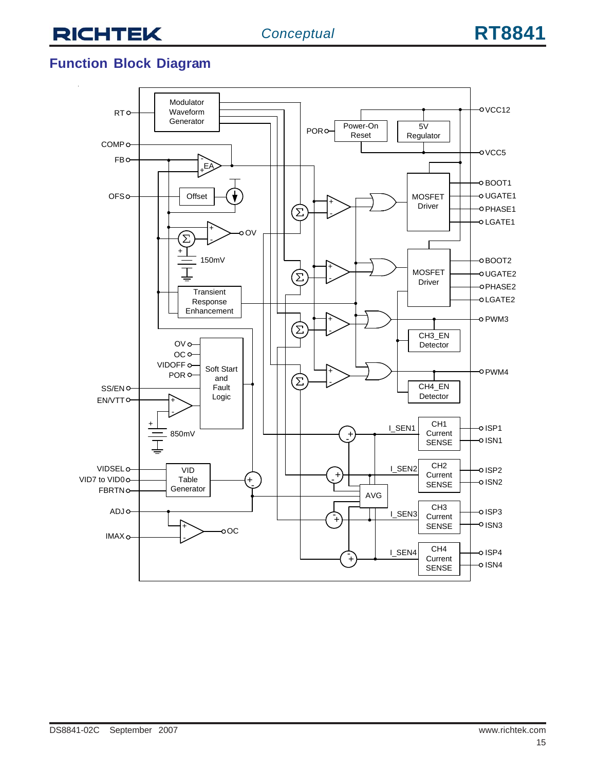## Function Block Diagram

RT, COMP, FB, OFS, SS/EN, EN/VTT, VIDSEL, VID7 to VID0, FBRTN, ADJ, IMAX

Modulator Waveform Generator

EA

Offset

OV

150mV

Transient Response Enhancement

OV, OC, VIDOFF, POR

Soft Start and Fault Logic

850mV

VID Table Generator

OC

POR

Power-On Reset

5V Regulator

VCC12, VCC5

MOSFET Driver

BOOT1, UGATE1, PHASE1, LGATE1

MOSFET Driver

BOOT2, UGATE2, PHASE2, LGATE2

PWM3

CH3_EN Detector

PWM4

CH4_EN Detector

I_SEN1

CH1 Current SENSE

ISP1, ISN1

I_SEN2

CH2 Current SENSE

ISP2, ISN2

AVG

I_SEN3

CH3 Current SENSE

ISP3, ISN3

I_SEN4

CH4 Current SENSE

ISP4, ISN4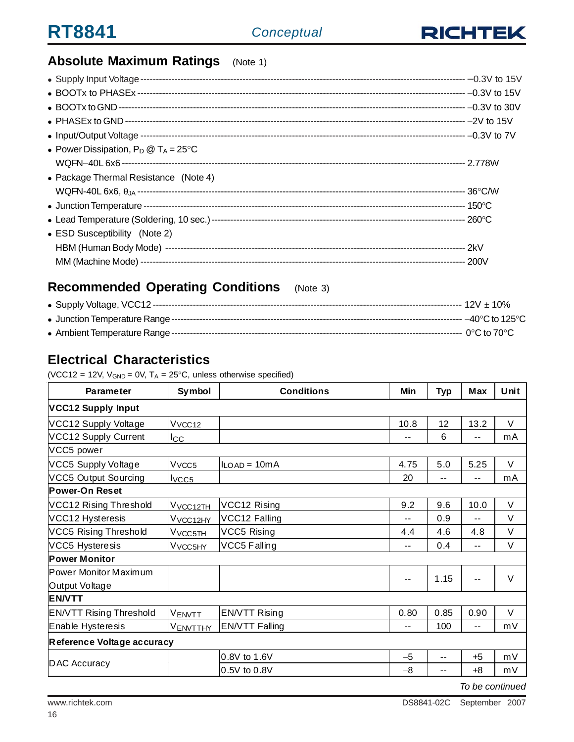## Absolute Maximum Ratings (Note 1)

- Supply Input Voltage ---------- –0.3V to 15V
- BOOTx to PHASEx ---------- –0.3V to 15V
- BOOTx to GND ---------- –0.3V to 30V
- PHASEx to GND ---------- –2V to 15V
- Input/Output Voltage ---------- –0.3V to 7V
- Power Dissipation, $P_D$ @ $T_A$ = 25°C
  WQFN–40L 6x6 ---------- 2.778W
- Package Thermal Resistance (Note 4)
  WQFN-40L 6x6, $\theta_{JA}$ ---------- 36°C/W
- Junction Temperature ---------- 150°C
- Lead Temperature (Soldering, 10 sec.) ---------- 260°C
- ESD Susceptibility (Note 2)
  HBM (Human Body Mode) ---------- 2kV
  MM (Machine Mode) ---------- 200V

## Recommended Operating Conditions (Note 3)

- Supply Voltage, VCC12 ---------- 12V ± 10%
- Junction Temperature Range ---------- –40°C to 125°C
- Ambient Temperature Range ---------- 0°C to 70°C

## Electrical Characteristics

(VCC12 = 12V, $V_{GND}$ = 0V, $T_A$ = 25°C, unless otherwise specified)

| Parameter | Symbol | Conditions | Min | Typ | Max | Unit |
|---|---|---|---|---|---|---|
| **VCC12 Supply Input** | | | | | | |
| VCC12 Supply Voltage | $V_{VCC12}$ | | 10.8 | 12 | 13.2 | V |
| VCC12 Supply Current | $I_{CC}$ | | -- | 6 | -- | mA |
| VCC5 power | | | | | | |
| VCC5 Supply Voltage | $V_{VCC5}$ | $I_{LOAD}$ = 10mA | 4.75 | 5.0 | 5.25 | V |
| VCC5 Output Sourcing | $I_{VCC5}$ | | 20 | -- | -- | mA |
| **Power-On Reset** | | | | | | |
| VCC12 Rising Threshold | $V_{VCC12TH}$ | VCC12 Rising | 9.2 | 9.6 | 10.0 | V |
| VCC12 Hysteresis | $V_{VCC12HY}$ | VCC12 Falling | -- | 0.9 | -- | V |
| VCC5 Rising Threshold | $V_{VCC5TH}$ | VCC5 Rising | 4.4 | 4.6 | 4.8 | V |
| VCC5 Hysteresis | $V_{VCC5HY}$ | VCC5 Falling | -- | 0.4 | -- | V |
| **Power Monitor** | | | | | | |
| Power Monitor Maximum Output Voltage | | | -- | 1.15 | -- | V |
| **EN/VTT** | | | | | | |
| EN/VTT Rising Threshold | $V_{ENVTT}$ | EN/VTT Rising | 0.80 | 0.85 | 0.90 | V |
| Enable Hysteresis | $V_{ENVTTHY}$ | EN/VTT Falling | -- | 100 | -- | mV |
| **Reference Voltage accuracy** | | | | | | |
| DAC Accuracy | | 0.8V to 1.6V | –5 | -- | +5 | mV |
| | | 0.5V to 0.8V | –8 | -- | +8 | mV |

*To be continued*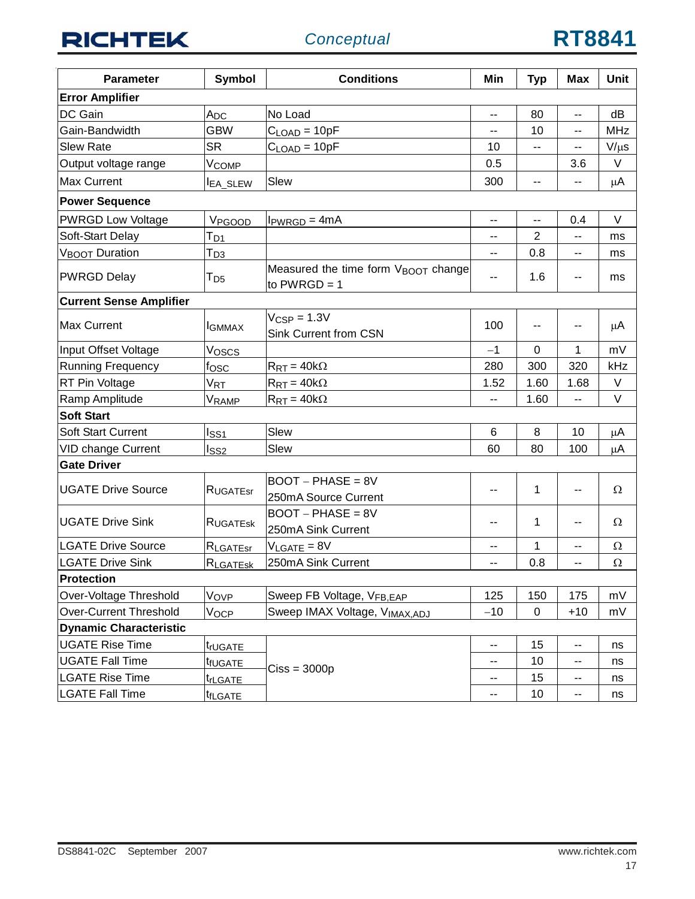| Parameter | Symbol | Conditions | Min | Typ | Max | Unit |
|---|---|---|---|---|---|---|
| **Error Amplifier** | | | | | | |
| DC Gain | $A_{DC}$ | No Load | -- | 80 | -- | dB |
| Gain-Bandwidth | GBW | $C_{LOAD}$ = 10pF | -- | 10 | -- | MHz |
| Slew Rate | SR | $C_{LOAD}$ = 10pF | 10 | -- | -- | V/μs |
| Output voltage range | $V_{COMP}$ | | 0.5 | | 3.6 | V |
| Max Current | $I_{EA\_SLEW}$ | Slew | 300 | -- | -- | μA |
| **Power Sequence** | | | | | | |
| PWRGD Low Voltage | $V_{PGOOD}$ | $I_{PWRGD}$ = 4mA | -- | -- | 0.4 | V |
| Soft-Start Delay | $T_{D1}$ | | -- | 2 | -- | ms |
| $V_{BOOT}$ Duration | $T_{D3}$ | | -- | 0.8 | -- | ms |
| PWRGD Delay | $T_{D5}$ | Measured the time form $V_{BOOT}$ change to PWRGD = 1 | -- | 1.6 | -- | ms |
| **Current Sense Amplifier** | | | | | | |
| Max Current | $I_{GMMAX}$ | $V_{CSP}$ = 1.3V Sink Current from CSN | 100 | -- | -- | μA |
| Input Offset Voltage | $V_{OSCS}$ | | −1 | 0 | 1 | mV |
| Running Frequency | $f_{OSC}$ | $R_{RT}$ = 40kΩ | 280 | 300 | 320 | kHz |
| RT Pin Voltage | $V_{RT}$ | $R_{RT}$ = 40kΩ | 1.52 | 1.60 | 1.68 | V |
| Ramp Amplitude | $V_{RAMP}$ | $R_{RT}$ = 40kΩ | -- | 1.60 | -- | V |
| **Soft Start** | | | | | | |
| Soft Start Current | $I_{SS1}$ | Slew | 6 | 8 | 10 | μA |
| VID change Current | $I_{SS2}$ | Slew | 60 | 80 | 100 | μA |
| **Gate Driver** | | | | | | |
| UGATE Drive Source | $R_{UGATEsr}$ | BOOT − PHASE = 8V 250mA Source Current | -- | 1 | -- | Ω |
| UGATE Drive Sink | $R_{UGATEsk}$ | BOOT − PHASE = 8V 250mA Sink Current | -- | 1 | -- | Ω |
| LGATE Drive Source | $R_{LGATEsr}$ | $V_{LGATE}$ = 8V | -- | 1 | -- | Ω |
| LGATE Drive Sink | $R_{LGATEsk}$ | 250mA Sink Current | -- | 0.8 | -- | Ω |
| **Protection** | | | | | | |
| Over-Voltage Threshold | $V_{OVP}$ | Sweep FB Voltage, $V_{FB,EAP}$ | 125 | 150 | 175 | mV |
| Over-Current Threshold | $V_{OCP}$ | Sweep IMAX Voltage, $V_{IMAX,ADJ}$ | −10 | 0 | +10 | mV |
| **Dynamic Characteristic** | | | | | | |
| UGATE Rise Time | $t_{rUGATE}$ | Ciss = 3000p | -- | 15 | -- | ns |
| UGATE Fall Time | $t_{fUGATE}$ | Ciss = 3000p | -- | 10 | -- | ns |
| LGATE Rise Time | $t_{rLGATE}$ | Ciss = 3000p | -- | 15 | -- | ns |
| LGATE Fall Time | $t_{fLGATE}$ | Ciss = 3000p | -- | 10 | -- | ns |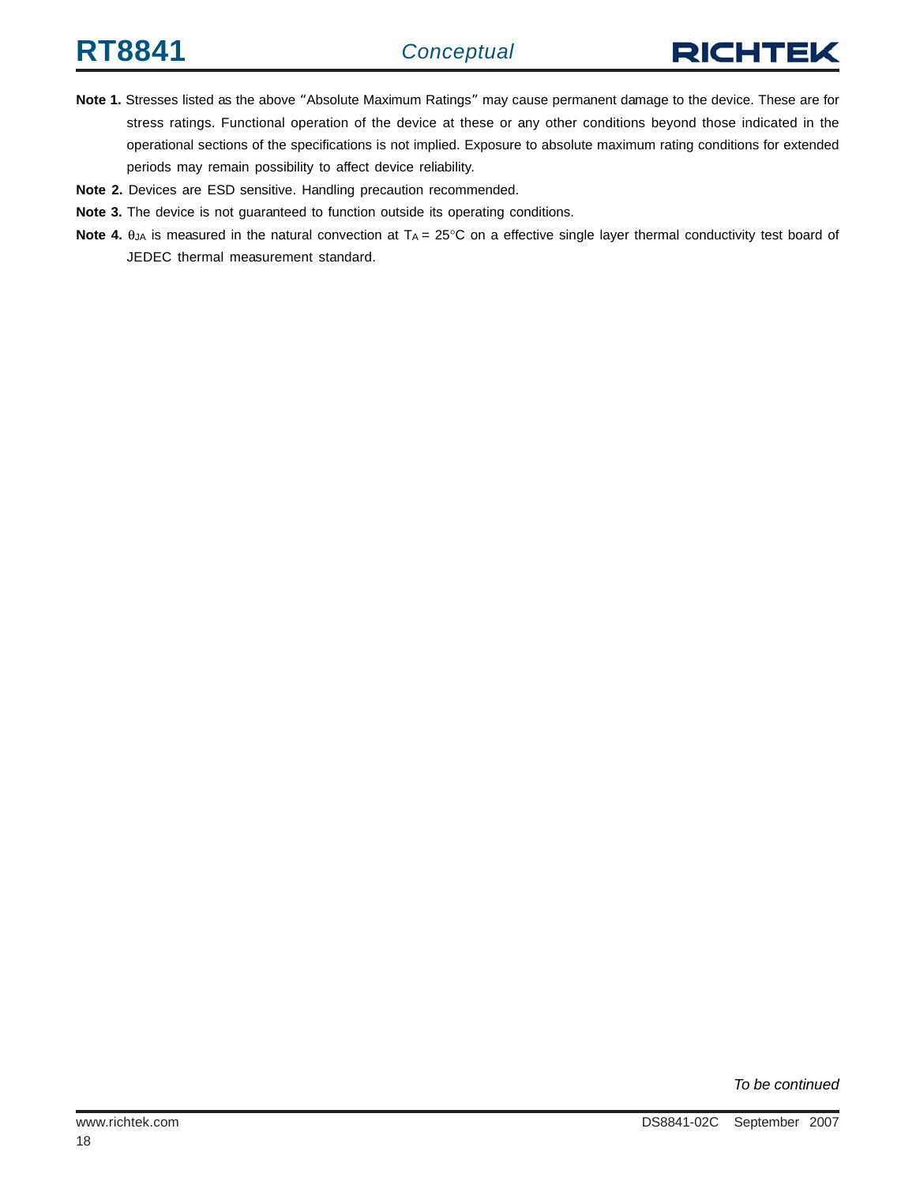**Note 1.** Stresses listed as the above "Absolute Maximum Ratings" may cause permanent damage to the device. These are for stress ratings. Functional operation of the device at these or any other conditions beyond those indicated in the operational sections of the specifications is not implied. Exposure to absolute maximum rating conditions for extended periods may remain possibility to affect device reliability.

**Note 2.** Devices are ESD sensitive. Handling precaution recommended.

**Note 3.** The device is not guaranteed to function outside its operating conditions.

**Note 4.** $\theta_{JA}$ is measured in the natural convection at $T_A = 25°C$ on a effective single layer thermal conductivity test board of JEDEC thermal measurement standard.

*To be continued*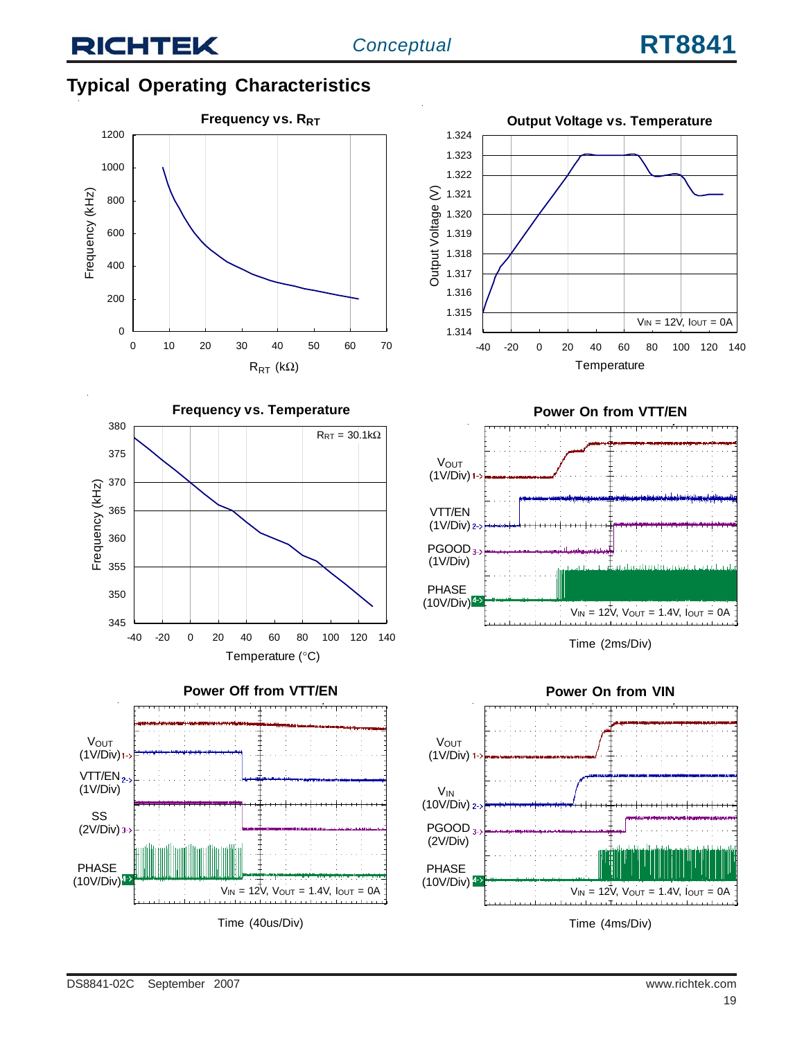## Typical Operating Characteristics

**Frequency vs. $R_{RT}$**

Frequency (kHz) vs. $R_{RT}$ (kΩ)

**Output Voltage vs. Temperature**

Output Voltage (V) vs. Temperature

$V_{IN}$ = 12V, $I_{OUT}$ = 0A

**Frequency vs. Temperature**

Frequency (kHz) vs. Temperature (°C)

$R_{RT}$ = 30.1kΩ

**Power On from VTT/EN**

$V_{OUT}$ (1V/Div), VTT/EN (1V/Div), PGOOD (1V/Div), PHASE (10V/Div)

$V_{IN}$ = 12V, $V_{OUT}$ = 1.4V, $I_{OUT}$ = 0A

Time (2ms/Div)

**Power Off from VTT/EN**

$V_{OUT}$ (1V/Div), VTT/EN (1V/Div), SS (2V/Div), PHASE (10V/Div)

$V_{IN}$ = 12V, $V_{OUT}$ = 1.4V, $I_{OUT}$ = 0A

Time (40us/Div)

**Power On from VIN**

$V_{OUT}$ (1V/Div), $V_{IN}$ (10V/Div), PGOOD (2V/Div), PHASE (10V/Div)

$V_{IN}$ = 12V, $V_{OUT}$ = 1.4V, $I_{OUT}$ = 0A

Time (4ms/Div)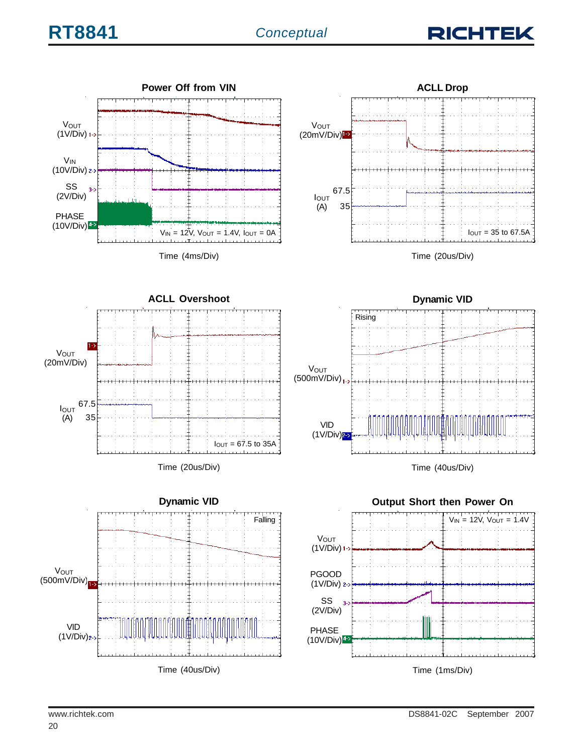**Power Off from VIN**

$V_{OUT}$ (1V/Div)

$V_{IN}$ (10V/Div)

SS (2V/Div)

PHASE (10V/Div)

$V_{IN}$ = 12V, $V_{OUT}$ = 1.4V, $I_{OUT}$ = 0A

Time (4ms/Div)

**ACLL Drop**

$V_{OUT}$ (20mV/Div)

$I_{OUT}$ (A) 67.5 35

$I_{OUT}$ = 35 to 67.5A

Time (20us/Div)

**ACLL Overshoot**

$V_{OUT}$ (20mV/Div)

$I_{OUT}$ (A) 67.5 35

$I_{OUT}$ = 67.5 to 35A

Time (20us/Div)

**Dynamic VID**

Rising

$V_{OUT}$ (500mV/Div)

VID (1V/Div)

Time (40us/Div)

**Dynamic VID**

Falling

$V_{OUT}$ (500mV/Div)

VID (1V/Div)

Time (40us/Div)

**Output Short then Power On**

$V_{IN}$ = 12V, $V_{OUT}$ = 1.4V

$V_{OUT}$ (1V/Div)

PGOOD (1V/Div)

SS (2V/Div)

PHASE (10V/Div)

Time (1ms/Div)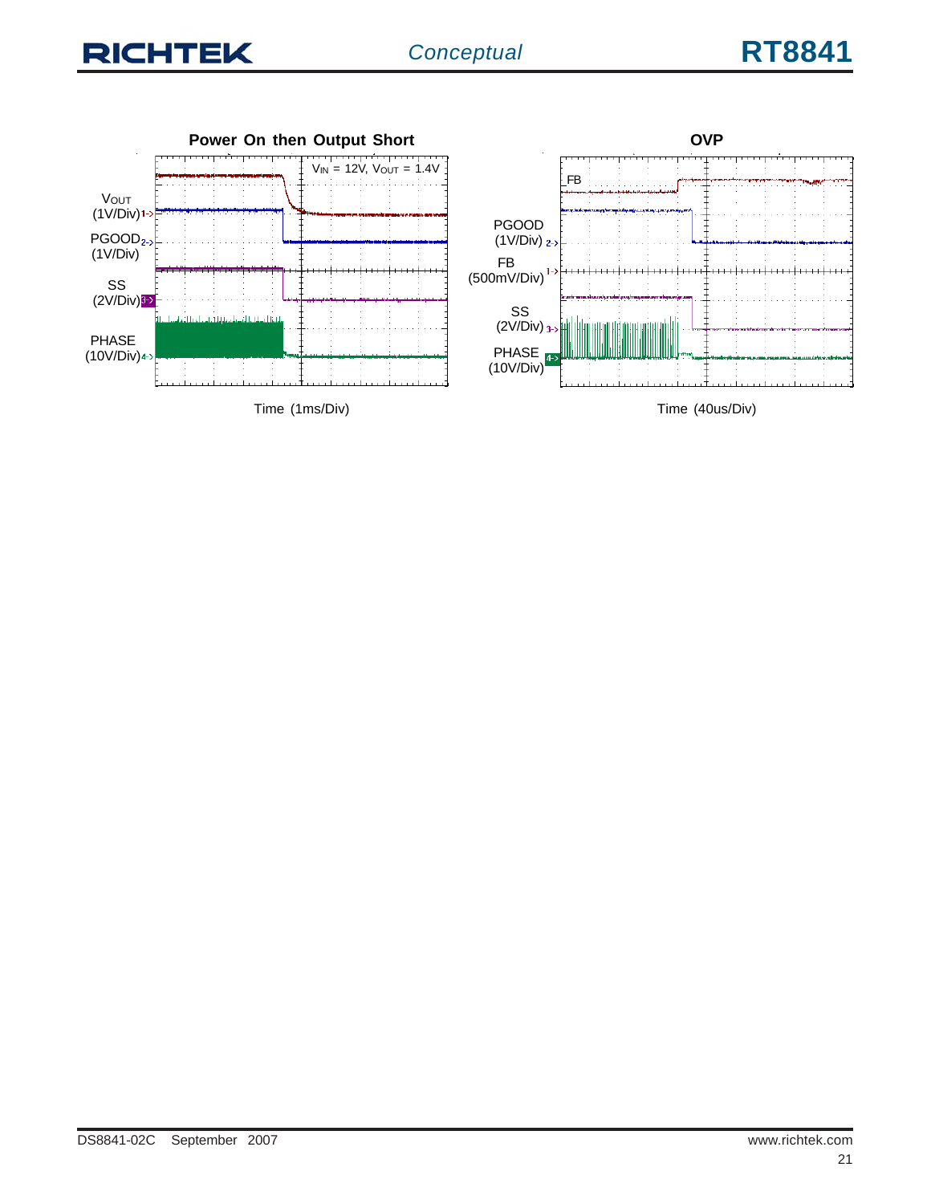**Power On then Output Short**

$V_{IN}$ = 12V, $V_{OUT}$ = 1.4V

$V_{OUT}$ (1V/Div)

PGOOD (1V/Div)

SS (2V/Div)

PHASE (10V/Div)

Time (1ms/Div)

**OVP**

FB

PGOOD (1V/Div)

FB (500mV/Div)

SS (2V/Div)

PHASE (10V/Div)

Time (40us/Div)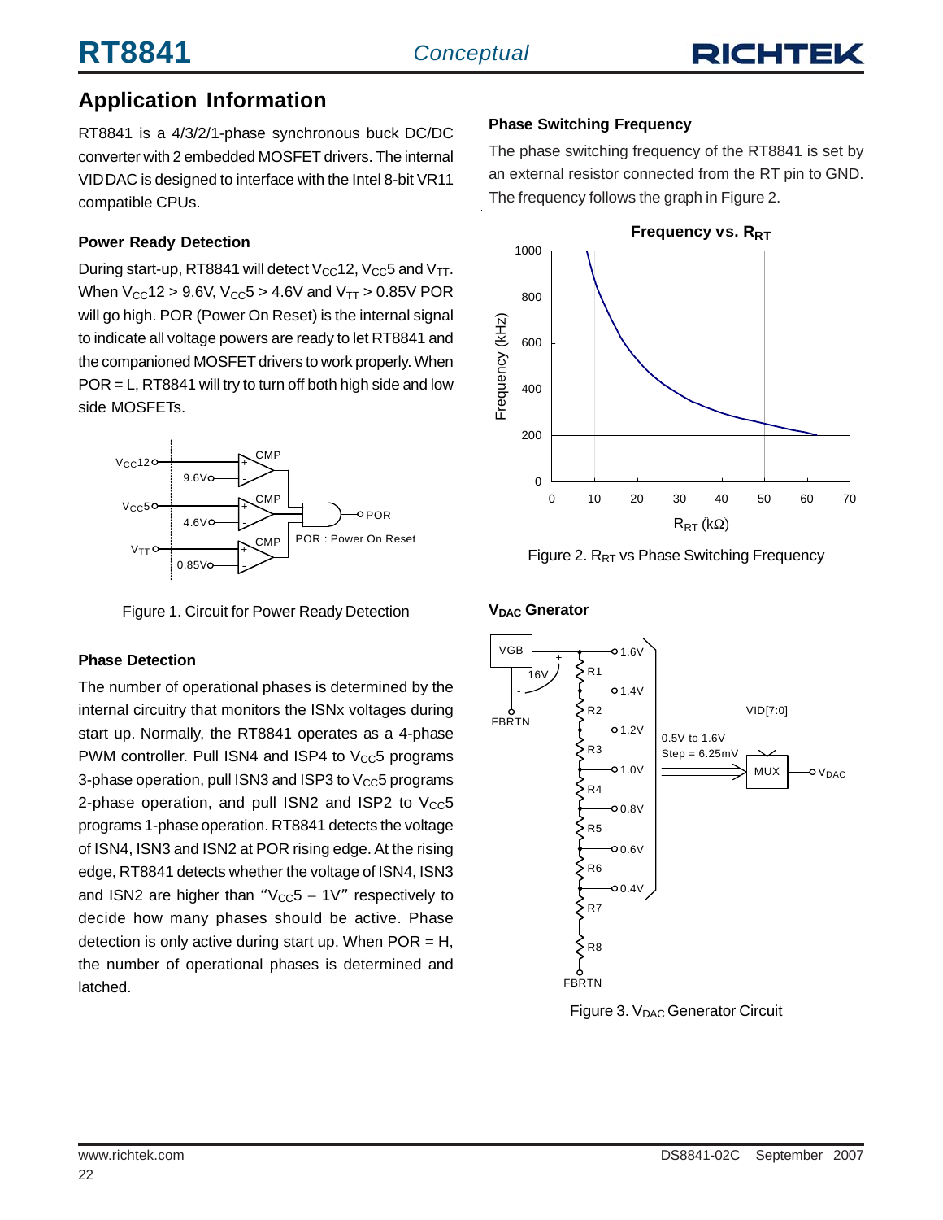## Application Information

RT8841 is a 4/3/2/1-phase synchronous buck DC/DC converter with 2 embedded MOSFET drivers. The internal VID DAC is designed to interface with the Intel 8-bit VR11 compatible CPUs.

### Power Ready Detection

During start-up, RT8841 will detect $V_{CC}12$, $V_{CC}5$ and $V_{TT}$. When $V_{CC}12 > 9.6V$, $V_{CC}5 > 4.6V$ and $V_{TT} > 0.85V$ POR will go high. POR (Power On Reset) is the internal signal to indicate all voltage powers are ready to let RT8841 and the companioned MOSFET drivers to work properly. When POR = L, RT8841 will try to turn off both high side and low side MOSFETs.

Figure 1. Circuit for Power Ready Detection

### Phase Detection

The number of operational phases is determined by the internal circuitry that monitors the ISNx voltages during start up. Normally, the RT8841 operates as a 4-phase PWM controller. Pull ISN4 and ISP4 to $V_{CC}5$ programs 3-phase operation, pull ISN3 and ISP3 to $V_{CC}5$ programs 2-phase operation, and pull ISN2 and ISP2 to $V_{CC}5$ programs 1-phase operation. RT8841 detects the voltage of ISN4, ISN3 and ISN2 at POR rising edge. At the rising edge, RT8841 detects whether the voltage of ISN4, ISN3 and ISN2 are higher than "$V_{CC}5 - 1V$" respectively to decide how many phases should be active. Phase detection is only active during start up. When POR = H, the number of operational phases is determined and latched.

### Phase Switching Frequency

The phase switching frequency of the RT8841 is set by an external resistor connected from the RT pin to GND. The frequency follows the graph in Figure 2.

Figure 2. $R_{RT}$ vs Phase Switching Frequency

### $V_{DAC}$ Gnerator

Figure 3. $V_{DAC}$ Generator Circuit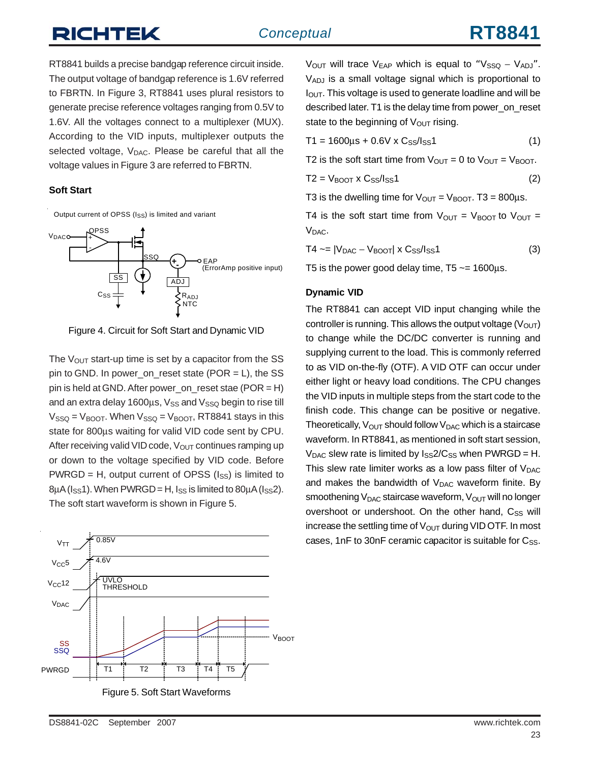RT8841 builds a precise bandgap reference circuit inside. The output voltage of bandgap reference is 1.6V referred to FBRTN. In Figure 3, RT8841 uses plural resistors to generate precise reference voltages ranging from 0.5V to 1.6V. All the voltages connect to a multiplexer (MUX). According to the VID inputs, multiplexer outputs the selected voltage, $V_{DAC}$. Please be careful that all the voltage values in Figure 3 are referred to FBRTN.

### Soft Start

Output current of OPSS ($I_{SS}$) is limited and variant

Figure 4. Circuit for Soft Start and Dynamic VID

The $V_{OUT}$ start-up time is set by a capacitor from the SS pin to GND. In power_on_reset state (POR = L), the SS pin is held at GND. After power_on_reset stae (POR = H) and an extra delay 1600µs, $V_{SS}$ and $V_{SSQ}$ begin to rise till $V_{SSQ} = V_{BOOT}$. When $V_{SSQ} = V_{BOOT}$, RT8841 stays in this state for 800µs waiting for valid VID code sent by CPU. After receiving valid VID code, $V_{OUT}$ continues ramping up or down to the voltage specified by VID code. Before PWRGD = H, output current of OPSS ($I_{SS}$) is limited to 8µA ($I_{SS}1$). When PWRGD = H, $I_{SS}$ is limited to 80µA ($I_{SS}2$). The soft start waveform is shown in Figure 5.

Figure 5. Soft Start Waveforms

$V_{OUT}$ will trace $V_{EAP}$ which is equal to "$V_{SSQ} - V_{ADJ}$". $V_{ADJ}$ is a small voltage signal which is proportional to $I_{OUT}$. This voltage is used to generate loadline and will be described later. T1 is the delay time from power_on_reset state to the beginning of $V_{OUT}$ rising.

$$T1 = 1600\mu s + 0.6V \times C_{SS}/I_{SS}1 \quad (1)$$

T2 is the soft start time from $V_{OUT} = 0$ to $V_{OUT} = V_{BOOT}$.

$$T2 = V_{BOOT} \times C_{SS}/I_{SS}1 \quad (2)$$

T3 is the dwelling time for $V_{OUT} = V_{BOOT}$. T3 = 800µs.

T4 is the soft start time from $V_{OUT} = V_{BOOT}$ to $V_{OUT} = V_{DAC}$.

$$T4 \sim= |V_{DAC} - V_{BOOT}| \times C_{SS}/I_{SS}1 \quad (3)$$

T5 is the power good delay time, T5 ~= 1600µs.

### Dynamic VID

The RT8841 can accept VID input changing while the controller is running. This allows the output voltage ($V_{OUT}$) to change while the DC/DC converter is running and supplying current to the load. This is commonly referred to as VID on-the-fly (OTF). A VID OTF can occur under either light or heavy load conditions. The CPU changes the VID inputs in multiple steps from the start code to the finish code. This change can be positive or negative. Theoretically, $V_{OUT}$ should follow $V_{DAC}$ which is a staircase waveform. In RT8841, as mentioned in soft start session, $V_{DAC}$ slew rate is limited by $I_{SS}2/C_{SS}$ when PWRGD = H. This slew rate limiter works as a low pass filter of $V_{DAC}$ and makes the bandwidth of $V_{DAC}$ waveform finite. By smoothening $V_{DAC}$ staircase waveform, $V_{OUT}$ will no longer overshoot or undershoot. On the other hand, $C_{SS}$ will increase the settling time of $V_{OUT}$ during VID OTF. In most cases, 1nF to 30nF ceramic capacitor is suitable for $C_{SS}$.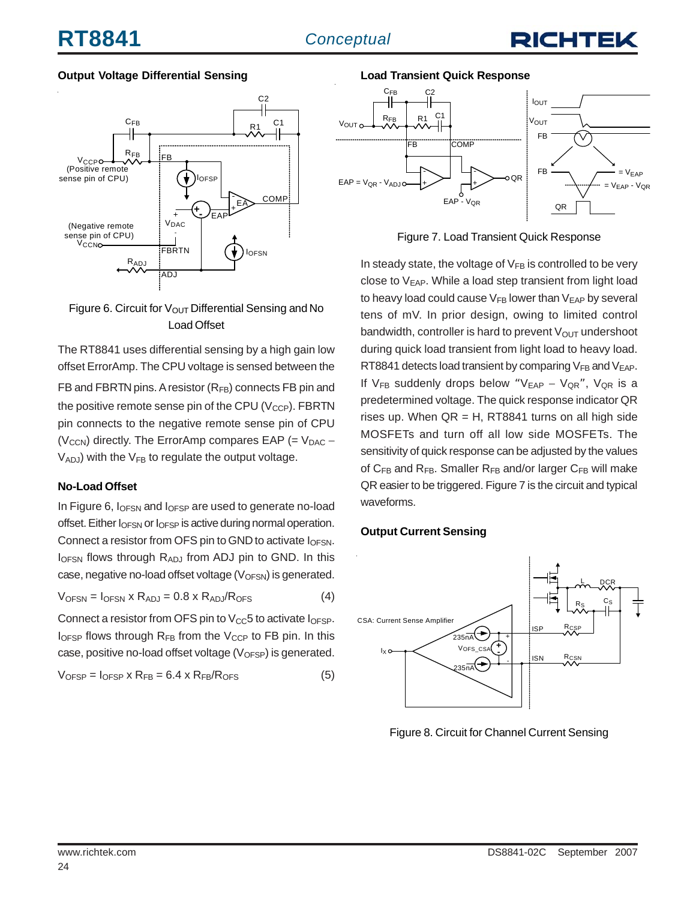### Output Voltage Differential Sensing

Figure 6. Circuit for $V_{OUT}$ Differential Sensing and No Load Offset

The RT8841 uses differential sensing by a high gain low offset ErrorAmp. The CPU voltage is sensed between the FB and FBRTN pins. A resistor ($R_{FB}$) connects FB pin and the positive remote sense pin of the CPU ($V_{CCP}$). FBRTN pin connects to the negative remote sense pin of CPU ($V_{CCN}$) directly. The ErrorAmp compares EAP (= $V_{DAC}$ – $V_{ADJ}$) with the $V_{FB}$ to regulate the output voltage.

### No-Load Offset

In Figure 6, $I_{OFSN}$ and $I_{OFSP}$ are used to generate no-load offset. Either $I_{OFSN}$ or $I_{OFSP}$ is active during normal operation. Connect a resistor from OFS pin to GND to activate $I_{OFSN}$. $I_{OFSN}$ flows through $R_{ADJ}$ from ADJ pin to GND. In this case, negative no-load offset voltage ($V_{OFSN}$) is generated.

$$V_{OFSN} = I_{OFSN} \times R_{ADJ} = 0.8 \times R_{ADJ}/R_{OFS} \quad (4)$$

Connect a resistor from OFS pin to $V_{CC}5$ to activate $I_{OFSP}$. $I_{OFSP}$ flows through $R_{FB}$ from the $V_{CCP}$ to FB pin. In this case, positive no-load offset voltage ($V_{OFSP}$) is generated.

$$V_{OFSP} = I_{OFSP} \times R_{FB} = 6.4 \times R_{FB}/R_{OFS} \quad (5)$$

### Load Transient Quick Response

Figure 7. Load Transient Quick Response

In steady state, the voltage of $V_{FB}$ is controlled to be very close to $V_{EAP}$. While a load step transient from light load to heavy load could cause $V_{FB}$ lower than $V_{EAP}$ by several tens of mV. In prior design, owing to limited control bandwidth, controller is hard to prevent $V_{OUT}$ undershoot during quick load transient from light load to heavy load. RT8841 detects load transient by comparing $V_{FB}$ and $V_{EAP}$. If $V_{FB}$ suddenly drops below "$V_{EAP}$ – $V_{QR}$", $V_{QR}$ is a predetermined voltage. The quick response indicator QR rises up. When QR = H, RT8841 turns on all high side MOSFETs and turn off all low side MOSFETs. The sensitivity of quick response can be adjusted by the values of $C_{FB}$ and $R_{FB}$. Smaller $R_{FB}$ and/or larger $C_{FB}$ will make QR easier to be triggered. Figure 7 is the circuit and typical waveforms.

### Output Current Sensing

Figure 8. Circuit for Channel Current Sensing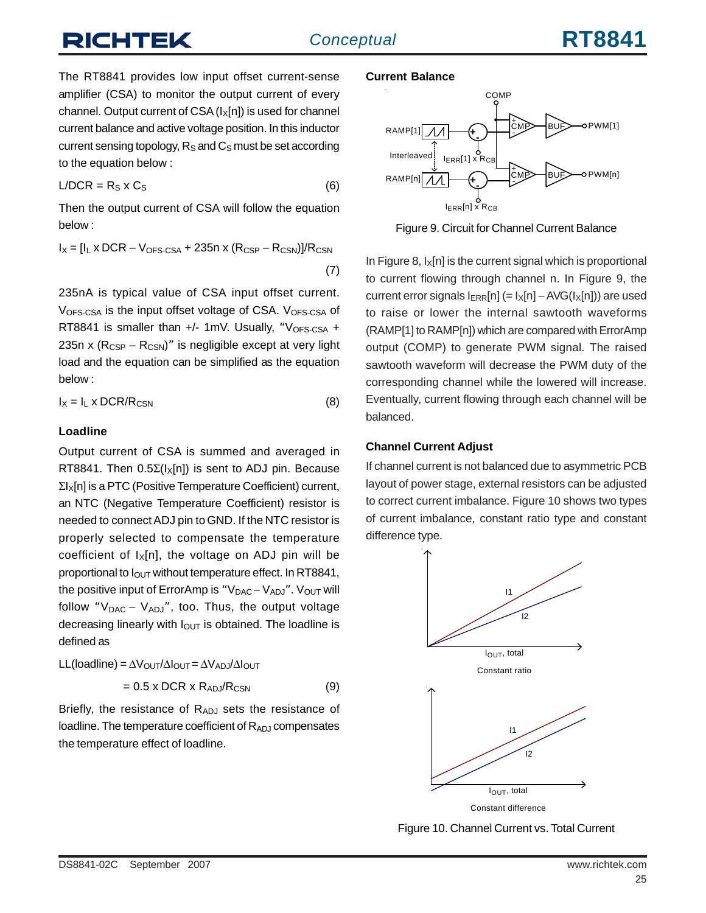The RT8841 provides low input offset current-sense amplifier (CSA) to monitor the output current of every channel. Output current of CSA ($I_X[n]$) is used for channel current balance and active voltage position. In this inductor current sensing topology, $R_S$ and $C_S$ must be set according to the equation below :

$$L/DCR = R_S \times C_S \quad (6)$$

Then the output current of CSA will follow the equation below :

$$I_X = [I_L \times DCR - V_{OFS\text{-}CSA} + 235n \times (R_{CSP} - R_{CSN})]/R_{CSN} \quad (7)$$

235nA is typical value of CSA input offset current. $V_{OFS\text{-}CSA}$ is the input offset voltage of CSA. $V_{OFS\text{-}CSA}$ of RT8841 is smaller than +/- 1mV. Usually, "$V_{OFS\text{-}CSA}$ + 235n x ($R_{CSP} - R_{CSN}$)" is negligible except at very light load and the equation can be simplified as the equation below :

$$I_X = I_L \times DCR/R_{CSN} \quad (8)$$

### Loadline

Output current of CSA is summed and averaged in RT8841. Then $0.5\Sigma(I_X[n])$ is sent to ADJ pin. Because $\Sigma I_X[n]$ is a PTC (Positive Temperature Coefficient) current, an NTC (Negative Temperature Coefficient) resistor is needed to connect ADJ pin to GND. If the NTC resistor is properly selected to compensate the temperature coefficient of $I_X[n]$, the voltage on ADJ pin will be proportional to $I_{OUT}$ without temperature effect. In RT8841, the positive input of ErrorAmp is "$V_{DAC} - V_{ADJ}$". $V_{OUT}$ will follow "$V_{DAC} - V_{ADJ}$", too. Thus, the output voltage decreasing linearly with $I_{OUT}$ is obtained. The loadline is defined as

$$LL(\text{loadline}) = \Delta V_{OUT}/\Delta I_{OUT} = \Delta V_{ADJ}/\Delta I_{OUT}$$
$$= 0.5 \times DCR \times R_{ADJ}/R_{CSN} \quad (9)$$

Briefly, the resistance of $R_{ADJ}$ sets the resistance of loadline. The temperature coefficient of $R_{ADJ}$ compensates the temperature effect of loadline.

### Current Balance

Figure 9. Circuit for Channel Current Balance

In Figure 8, $I_X[n]$ is the current signal which is proportional to current flowing through channel n. In Figure 9, the current error signals $I_{ERR}[n]$ (= $I_X[n] - AVG(I_X[n])$) are used to raise or lower the internal sawtooth waveforms (RAMP[1] to RAMP[n]) which are compared with ErrorAmp output (COMP) to generate PWM signal. The raised sawtooth waveform will decrease the PWM duty of the corresponding channel while the lowered will increase. Eventually, current flowing through each channel will be balanced.

### Channel Current Adjust

If channel current is not balanced due to asymmetric PCB layout of power stage, external resistors can be adjusted to correct current imbalance. Figure 10 shows two types of current imbalance, constant ratio type and constant difference type.

Figure 10. Channel Current vs. Total Current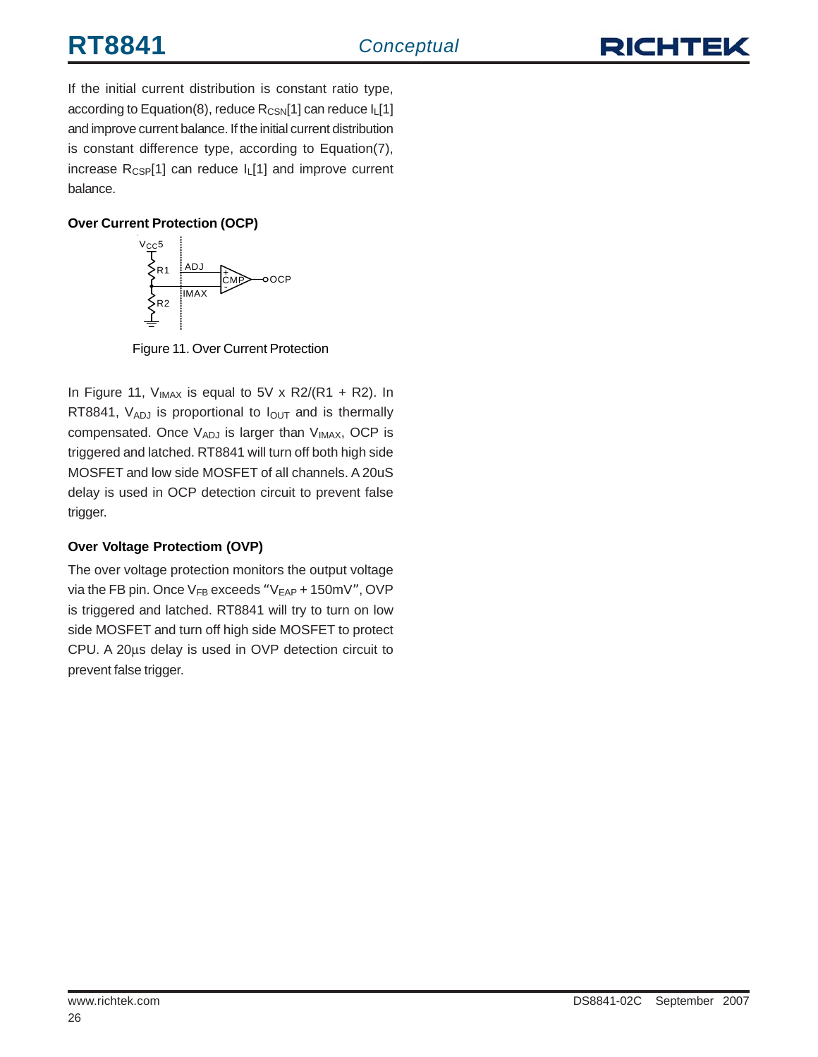If the initial current distribution is constant ratio type, according to Equation(8), reduce $R_{CSN}[1]$ can reduce $I_L[1]$ and improve current balance. If the initial current distribution is constant difference type, according to Equation(7), increase $R_{CSP}[1]$ can reduce $I_L[1]$ and improve current balance.

**Over Current Protection (OCP)**

Figure 11. Over Current Protection

In Figure 11, $V_{IMAX}$ is equal to 5V x R2/(R1 + R2). In RT8841, $V_{ADJ}$ is proportional to $I_{OUT}$ and is thermally compensated. Once $V_{ADJ}$ is larger than $V_{IMAX}$, OCP is triggered and latched. RT8841 will turn off both high side MOSFET and low side MOSFET of all channels. A 20uS delay is used in OCP detection circuit to prevent false trigger.

**Over Voltage Protection (OVP)**

The over voltage protection monitors the output voltage via the FB pin. Once $V_{FB}$ exceeds "$V_{EAP}$ + 150mV", OVP is triggered and latched. RT8841 will try to turn on low side MOSFET and turn off high side MOSFET to protect CPU. A 20μs delay is used in OVP detection circuit to prevent false trigger.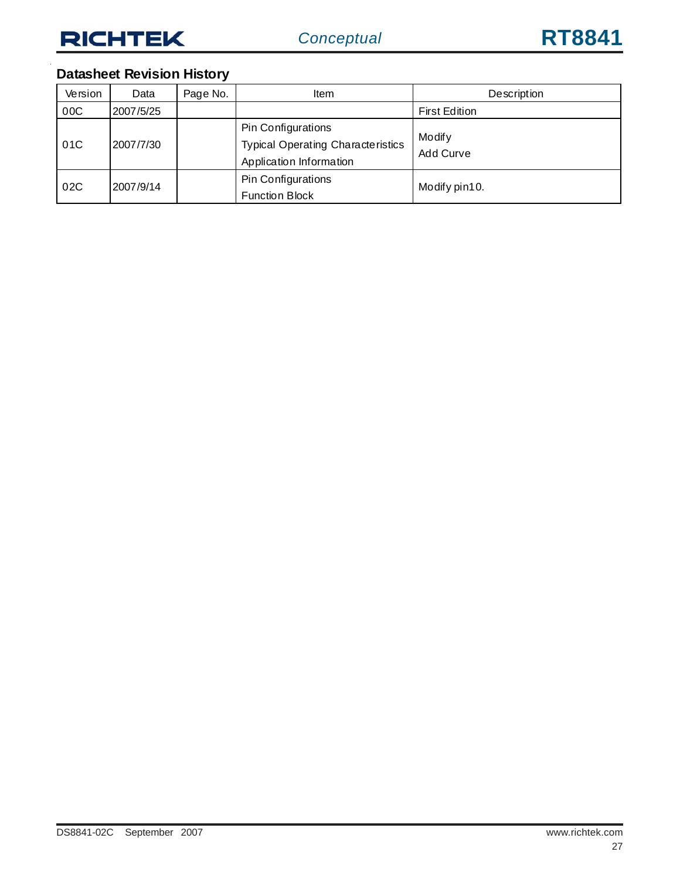## Datasheet Revision History

| Version | Data | Page No. | Item | Description |
|---|---|---|---|---|
| 00C | 2007/5/25 | | | First Edition |
| 01C | 2007/7/30 | | Pin Configurations<br>Typical Operating Characteristics<br>Application Information | Modify<br>Add Curve |
| 02C | 2007/9/14 | | Pin Configurations<br>Function Block | Modify pin10. |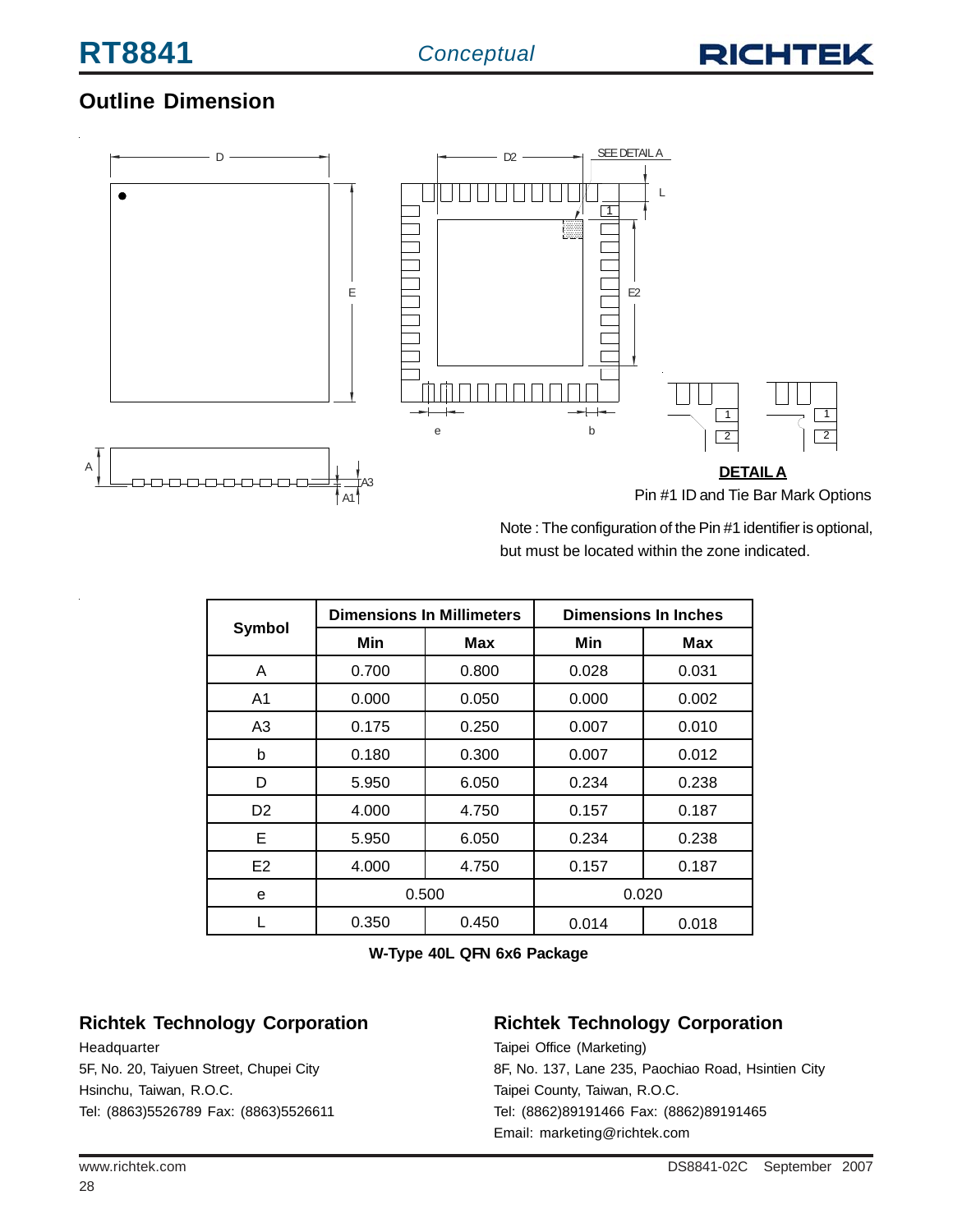## Outline Dimension

D

E

D2

SEE DETAIL A

L

E2

e

b

A

A1

A3

1

2

1

2

1

**DETAIL A**

Pin #1 ID and Tie Bar Mark Options

Note : The configuration of the Pin #1 identifier is optional, but must be located within the zone indicated.

| Symbol | Dimensions In Millimeters | | Dimensions In Inches | |
|---|---|---|---|---|
| | Min | Max | Min | Max |
| A | 0.700 | 0.800 | 0.028 | 0.031 |
| A1 | 0.000 | 0.050 | 0.000 | 0.002 |
| A3 | 0.175 | 0.250 | 0.007 | 0.010 |
| b | 0.180 | 0.300 | 0.007 | 0.012 |
| D | 5.950 | 6.050 | 0.234 | 0.238 |
| D2 | 4.000 | 4.750 | 0.157 | 0.187 |
| E | 5.950 | 6.050 | 0.234 | 0.238 |
| E2 | 4.000 | 4.750 | 0.157 | 0.187 |
| e | 0.500 | | 0.020 | |
| L | 0.350 | 0.450 | 0.014 | 0.018 |

**W-Type 40L QFN 6x6 Package**

### Richtek Technology Corporation

Headquarter
5F, No. 20, Taiyuen Street, Chupei City
Hsinchu, Taiwan, R.O.C.
Tel: (8863)5526789 Fax: (8863)5526611

### Richtek Technology Corporation

Taipei Office (Marketing)
8F, No. 137, Lane 235, Paochiao Road, Hsintien City
Taipei County, Taiwan, R.O.C.
Tel: (8862)89191466 Fax: (8862)89191465
Email: marketing@richtek.com